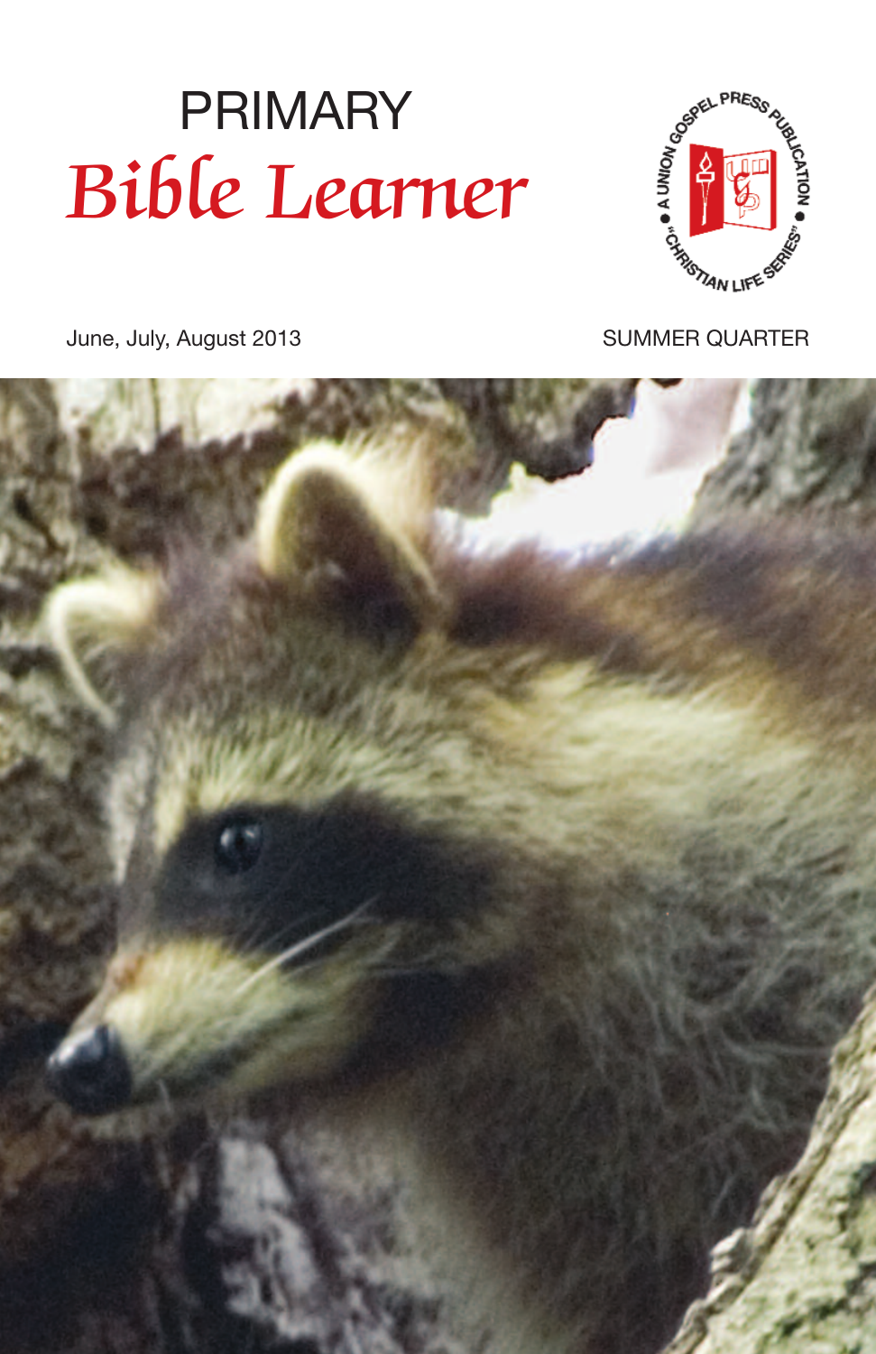# PRIMARY

# *Bible Learner*

A UNION GOSPEL PRESS PUBLICATION • "CHRISTIAN LIFE SERIES" •

June, July, August 2013

SUMMER QUARTER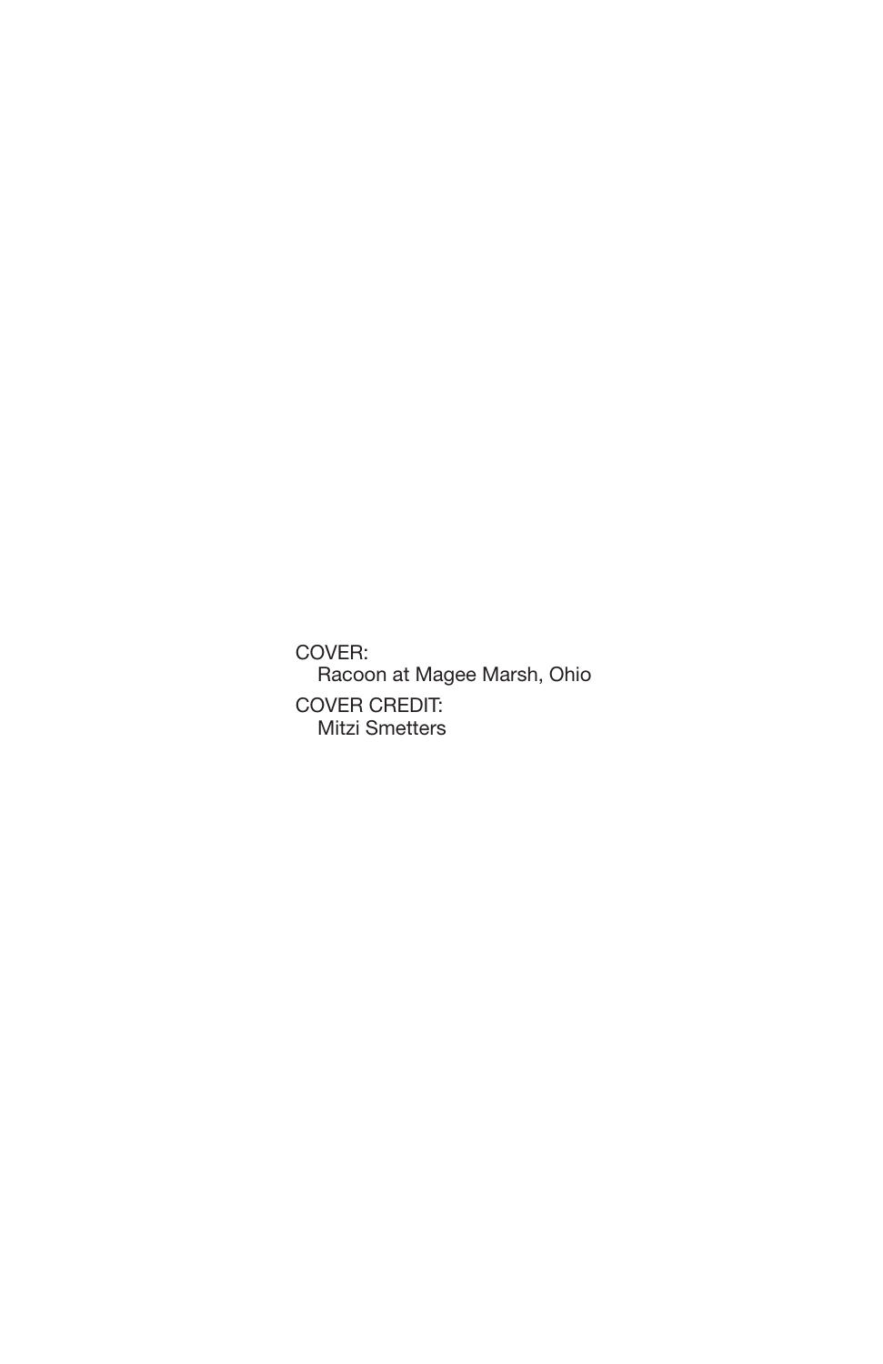COVER:
Racoon at Magee Marsh, Ohio

COVER CREDIT:
Mitzi Smetters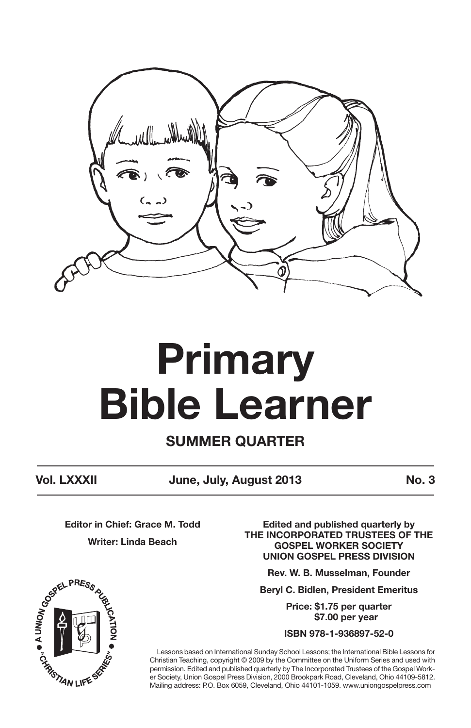# Primary Bible Learner

## SUMMER QUARTER

**Vol. LXXXII** | **June, July, August 2013** | **No. 3**

**Editor in Chief: Grace M. Todd**

**Writer: Linda Beach**

**Edited and published quarterly by THE INCORPORATED TRUSTEES OF THE GOSPEL WORKER SOCIETY UNION GOSPEL PRESS DIVISION**

**Rev. W. B. Musselman, Founder**

**Beryl C. Bidlen, President Emeritus**

**Price: $1.75 per quarter**
**$7.00 per year**

**ISBN 978-1-936897-52-0**

A UNION GOSPEL PRESS PUBLICATION • "CHRISTIAN LIFE SERIES" •

Lessons based on International Sunday School Lessons; the International Bible Lessons for Christian Teaching, copyright © 2009 by the Committee on the Uniform Series and used with permission. Edited and published quarterly by The Incorporated Trustees of the Gospel Worker Society, Union Gospel Press Division, 2000 Brookpark Road, Cleveland, Ohio 44109-5812. Mailing address: P.O. Box 6059, Cleveland, Ohio 44101-1059. www.uniongospelpress.com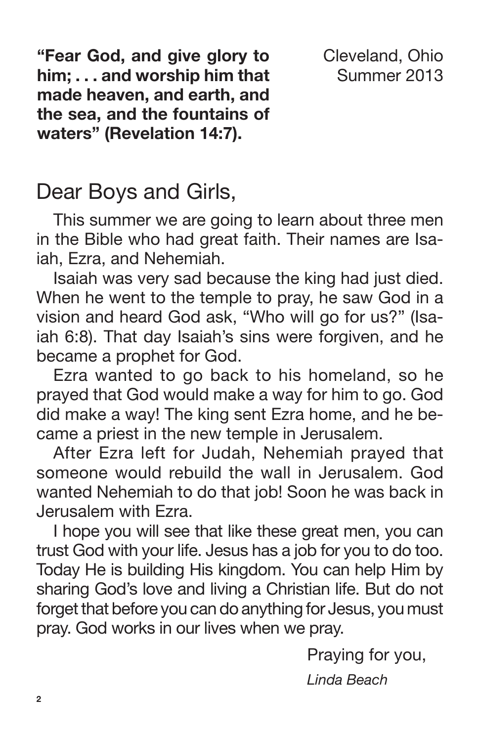**"Fear God, and give glory to him; . . . and worship him that made heaven, and earth, and the sea, and the fountains of waters" (Revelation 14:7).**

Cleveland, Ohio
Summer 2013

## Dear Boys and Girls,

This summer we are going to learn about three men in the Bible who had great faith. Their names are Isaiah, Ezra, and Nehemiah.

Isaiah was very sad because the king had just died. When he went to the temple to pray, he saw God in a vision and heard God ask, "Who will go for us?" (Isaiah 6:8). That day Isaiah's sins were forgiven, and he became a prophet for God.

Ezra wanted to go back to his homeland, so he prayed that God would make a way for him to go. God did make a way! The king sent Ezra home, and he became a priest in the new temple in Jerusalem.

After Ezra left for Judah, Nehemiah prayed that someone would rebuild the wall in Jerusalem. God wanted Nehemiah to do that job! Soon he was back in Jerusalem with Ezra.

I hope you will see that like these great men, you can trust God with your life. Jesus has a job for you to do too. Today He is building His kingdom. You can help Him by sharing God's love and living a Christian life. But do not forget that before you can do anything for Jesus, you must pray. God works in our lives when we pray.

Praying for you,

*Linda Beach*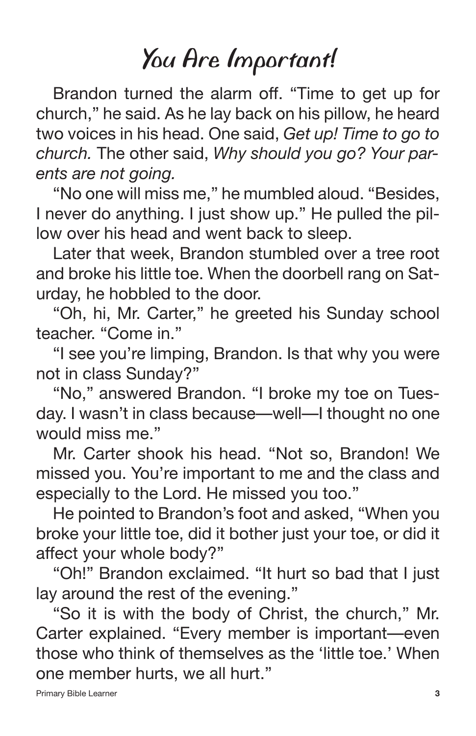# You Are Important!

Brandon turned the alarm off. "Time to get up for church," he said. As he lay back on his pillow, he heard two voices in his head. One said, *Get up! Time to go to church.* The other said, *Why should you go? Your parents are not going.*

"No one will miss me," he mumbled aloud. "Besides, I never do anything. I just show up." He pulled the pillow over his head and went back to sleep.

Later that week, Brandon stumbled over a tree root and broke his little toe. When the doorbell rang on Saturday, he hobbled to the door.

"Oh, hi, Mr. Carter," he greeted his Sunday school teacher. "Come in."

"I see you're limping, Brandon. Is that why you were not in class Sunday?"

"No," answered Brandon. "I broke my toe on Tuesday. I wasn't in class because—well—I thought no one would miss me."

Mr. Carter shook his head. "Not so, Brandon! We missed you. You're important to me and the class and especially to the Lord. He missed you too."

He pointed to Brandon's foot and asked, "When you broke your little toe, did it bother just your toe, or did it affect your whole body?"

"Oh!" Brandon exclaimed. "It hurt so bad that I just lay around the rest of the evening."

"So it is with the body of Christ, the church," Mr. Carter explained. "Every member is important—even those who think of themselves as the 'little toe.' When one member hurts, we all hurt."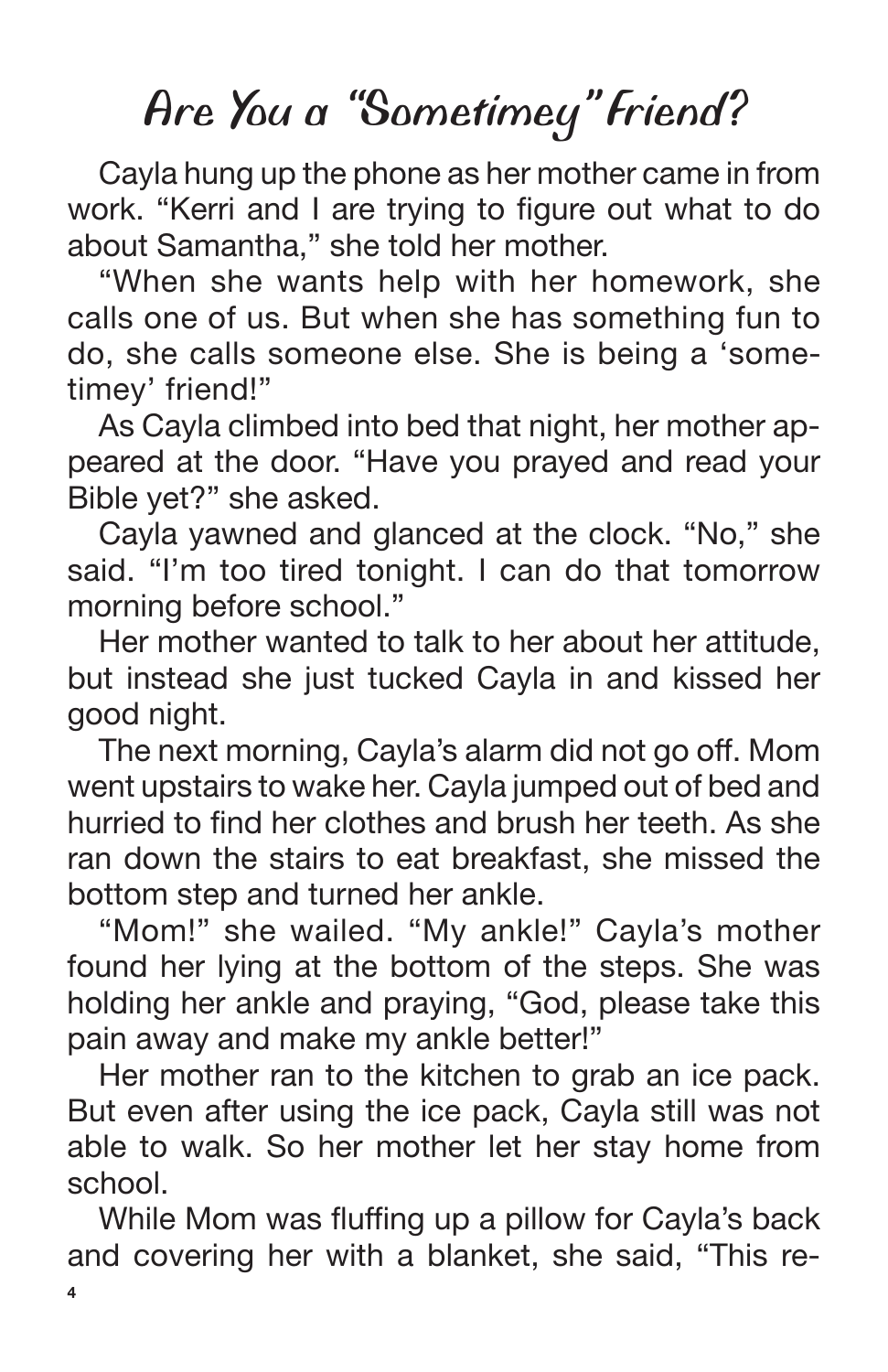# Are You a "Sometimey" Friend?

Cayla hung up the phone as her mother came in from work. "Kerri and I are trying to figure out what to do about Samantha," she told her mother.

"When she wants help with her homework, she calls one of us. But when she has something fun to do, she calls someone else. She is being a 'sometimey' friend!"

As Cayla climbed into bed that night, her mother appeared at the door. "Have you prayed and read your Bible yet?" she asked.

Cayla yawned and glanced at the clock. "No," she said. "I'm too tired tonight. I can do that tomorrow morning before school."

Her mother wanted to talk to her about her attitude, but instead she just tucked Cayla in and kissed her good night.

The next morning, Cayla's alarm did not go off. Mom went upstairs to wake her. Cayla jumped out of bed and hurried to find her clothes and brush her teeth. As she ran down the stairs to eat breakfast, she missed the bottom step and turned her ankle.

"Mom!" she wailed. "My ankle!" Cayla's mother found her lying at the bottom of the steps. She was holding her ankle and praying, "God, please take this pain away and make my ankle better!"

Her mother ran to the kitchen to grab an ice pack. But even after using the ice pack, Cayla still was not able to walk. So her mother let her stay home from school.

While Mom was fluffing up a pillow for Cayla's back and covering her with a blanket, she said, "This re-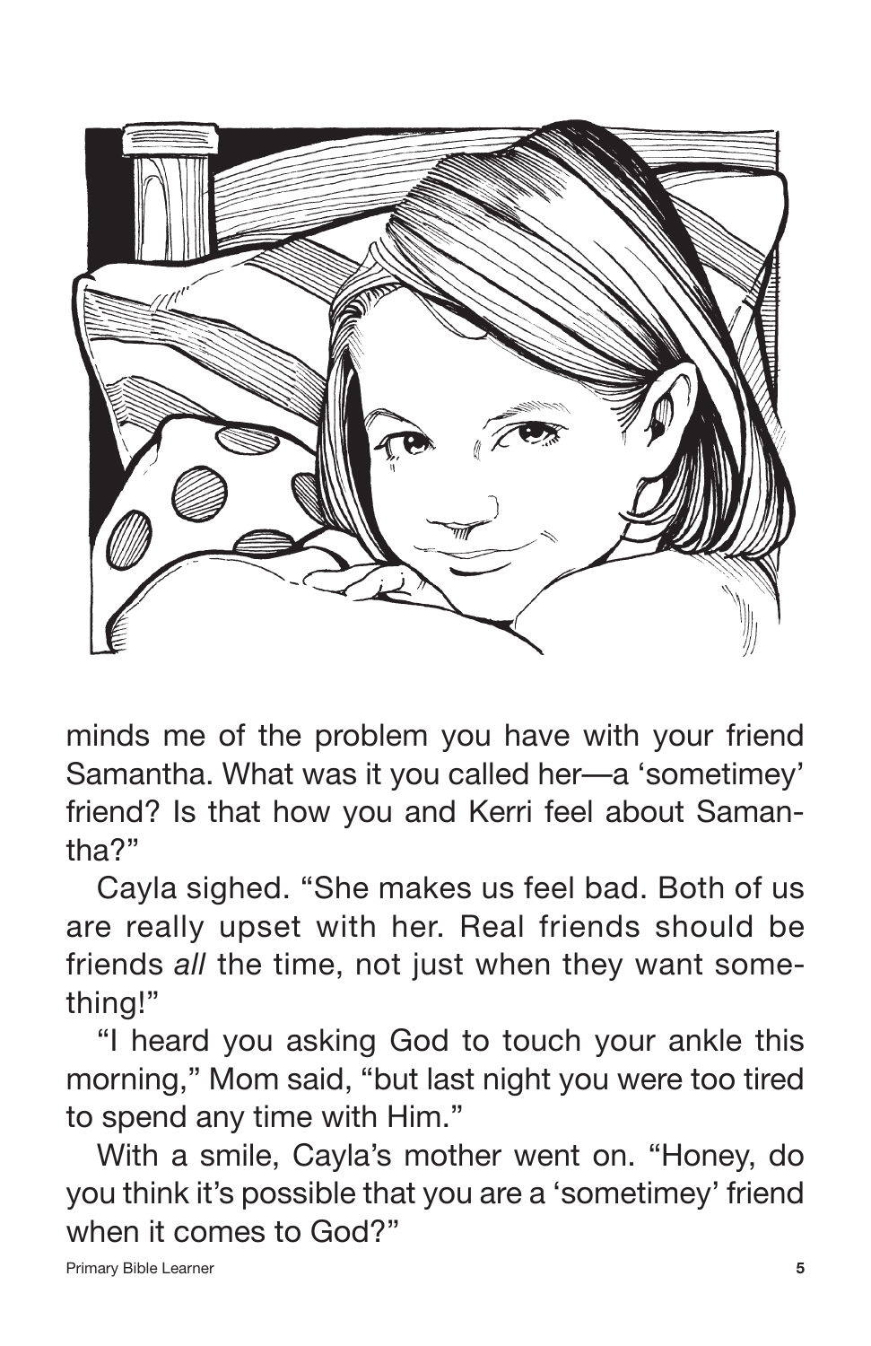minds me of the problem you have with your friend Samantha. What was it you called her—a 'sometimey' friend? Is that how you and Kerri feel about Samantha?"

Cayla sighed. "She makes us feel bad. Both of us are really upset with her. Real friends should be friends *all* the time, not just when they want something!"

"I heard you asking God to touch your ankle this morning," Mom said, "but last night you were too tired to spend any time with Him."

With a smile, Cayla's mother went on. "Honey, do you think it's possible that you are a 'sometimey' friend when it comes to God?"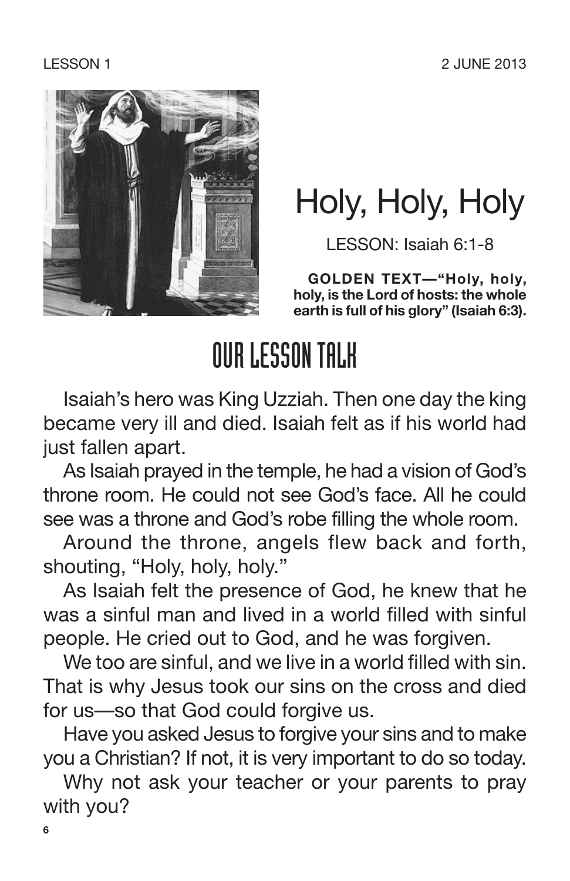LESSON 1 2 JUNE 2013

# Holy, Holy, Holy

LESSON: Isaiah 6:1-8

**GOLDEN TEXT—"Holy, holy, holy, is the Lord of hosts: the whole earth is full of his glory" (Isaiah 6:3).**

## OUR LESSON TALK

Isaiah's hero was King Uzziah. Then one day the king became very ill and died. Isaiah felt as if his world had just fallen apart.

As Isaiah prayed in the temple, he had a vision of God's throne room. He could not see God's face. All he could see was a throne and God's robe filling the whole room.

Around the throne, angels flew back and forth, shouting, "Holy, holy, holy."

As Isaiah felt the presence of God, he knew that he was a sinful man and lived in a world filled with sinful people. He cried out to God, and he was forgiven.

We too are sinful, and we live in a world filled with sin. That is why Jesus took our sins on the cross and died for us—so that God could forgive us.

Have you asked Jesus to forgive your sins and to make you a Christian? If not, it is very important to do so today.

Why not ask your teacher or your parents to pray with you?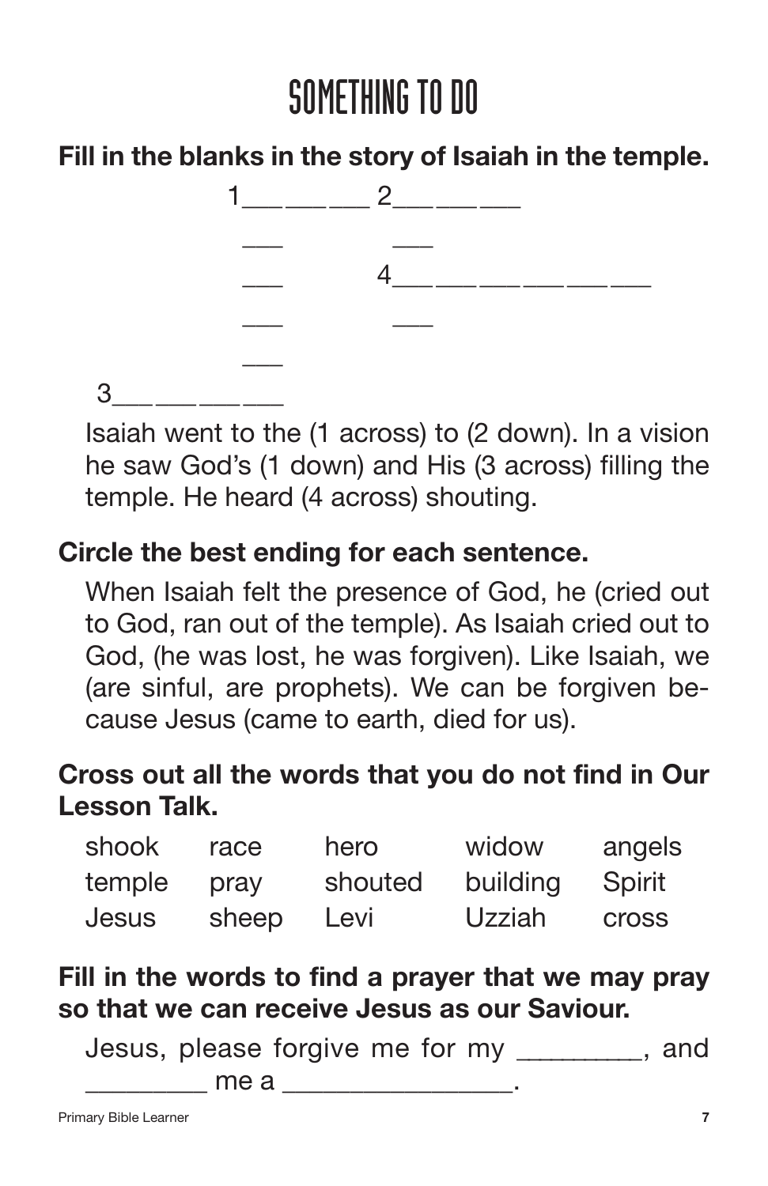# SOMETHING TO DO

**Fill in the blanks in the story of Isaiah in the temple.**

```
          1___ ___ ___ 2___ ___ ___
           ___         ___
           ___         4___ ___ ___ ___ ___ ___ ___
           ___         ___
           ___
3___ ___ ___ ___
```

Isaiah went to the (1 across) to (2 down). In a vision he saw God's (1 down) and His (3 across) filling the temple. He heard (4 across) shouting.

**Circle the best ending for each sentence.**

When Isaiah felt the presence of God, he (cried out to God, ran out of the temple). As Isaiah cried out to God, (he was lost, he was forgiven). Like Isaiah, we (are sinful, are prophets). We can be forgiven because Jesus (came to earth, died for us).

**Cross out all the words that you do not find in Our Lesson Talk.**

| | | | | |
|---|---|---|---|---|
| shook | race | hero | widow | angels |
| temple | pray | shouted | building | Spirit |
| Jesus | sheep | Levi | Uzziah | cross |

**Fill in the words to find a prayer that we may pray so that we can receive Jesus as our Saviour.**

Jesus, please forgive me for my _________, and _________ me a ________________.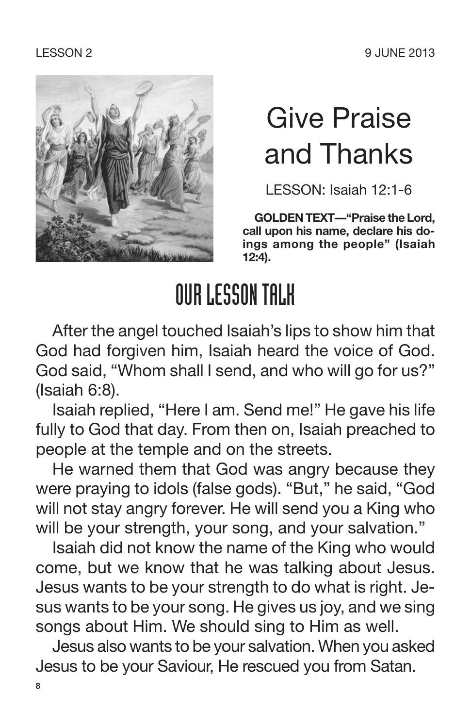LESSON 2 9 JUNE 2013

# Give Praise and Thanks

LESSON: Isaiah 12:1-6

**GOLDEN TEXT—"Praise the Lord, call upon his name, declare his doings among the people" (Isaiah 12:4).**

## OUR LESSON TALK

After the angel touched Isaiah's lips to show him that God had forgiven him, Isaiah heard the voice of God. God said, "Whom shall I send, and who will go for us?" (Isaiah 6:8).

Isaiah replied, "Here I am. Send me!" He gave his life fully to God that day. From then on, Isaiah preached to people at the temple and on the streets.

He warned them that God was angry because they were praying to idols (false gods). "But," he said, "God will not stay angry forever. He will send you a King who will be your strength, your song, and your salvation."

Isaiah did not know the name of the King who would come, but we know that he was talking about Jesus. Jesus wants to be your strength to do what is right. Jesus wants to be your song. He gives us joy, and we sing songs about Him. We should sing to Him as well.

Jesus also wants to be your salvation. When you asked Jesus to be your Saviour, He rescued you from Satan.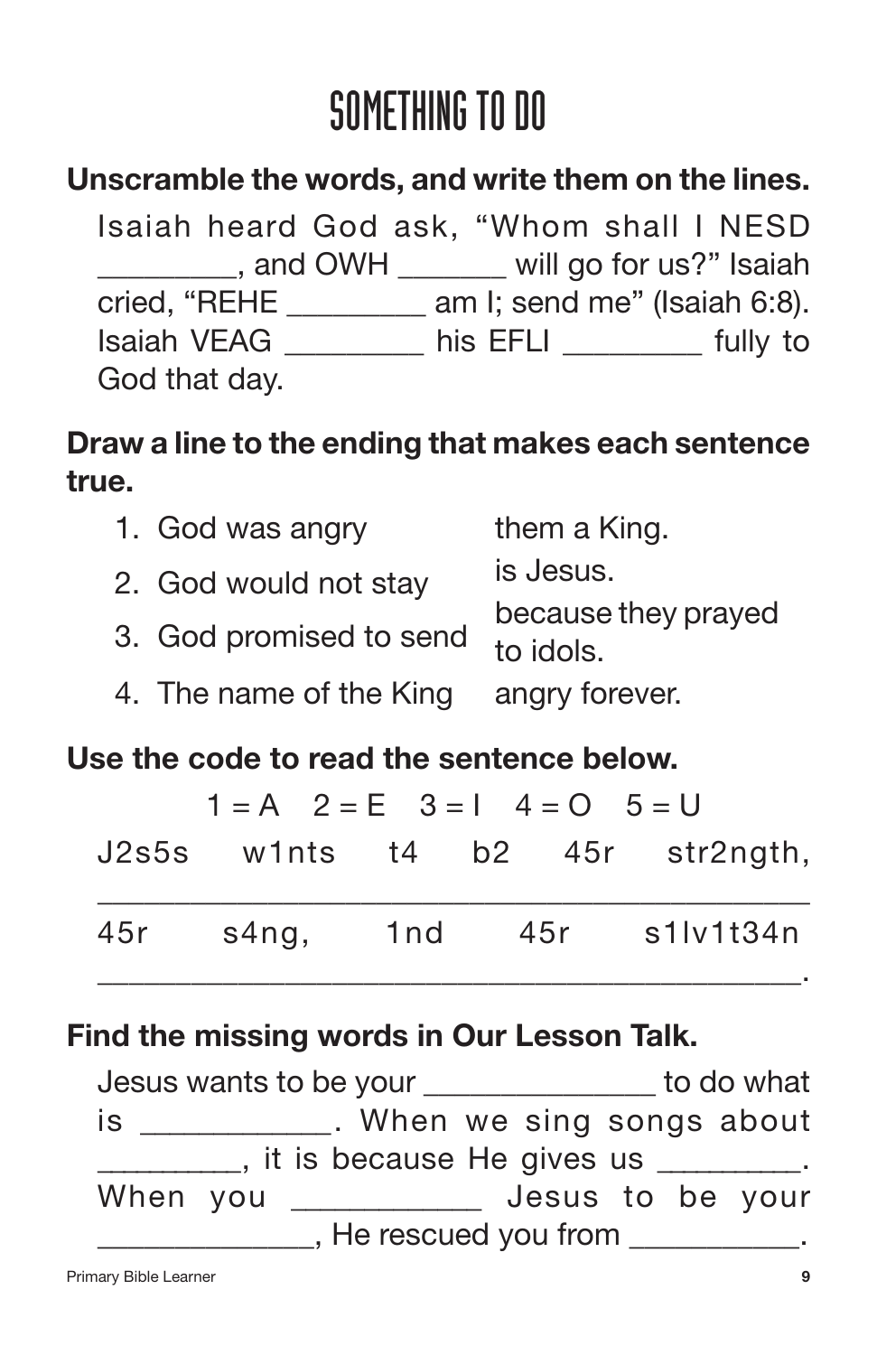# SOMETHING TO DO

**Unscramble the words, and write them on the lines.**

Isaiah heard God ask, "Whom shall I NESD ________, and OWH _______ will go for us?" Isaiah cried, "REHE _________ am I; send me" (Isaiah 6:8). Isaiah VEAG _________ his EFLI _________ fully to God that day.

**Draw a line to the ending that makes each sentence true.**

| | |
|---|---|
| 1. God was angry | them a King. |
| 2. God would not stay | is Jesus. |
| 3. God promised to send | because they prayed to idols. |
| 4. The name of the King | angry forever. |

**Use the code to read the sentence below.**

1 = A  2 = E  3 = I  4 = O  5 = U

J2s5s w1nts t4 b2 45r str2ngth,
_____________________________________________
45r s4ng, 1nd 45r s1lv1t34n
_____________________________________________.

**Find the missing words in Our Lesson Talk.**

Jesus wants to be your ______________ to do what is ___________. When we sing songs about _________, it is because He gives us _________. When you ___________ Jesus to be your _____________, He rescued you from __________.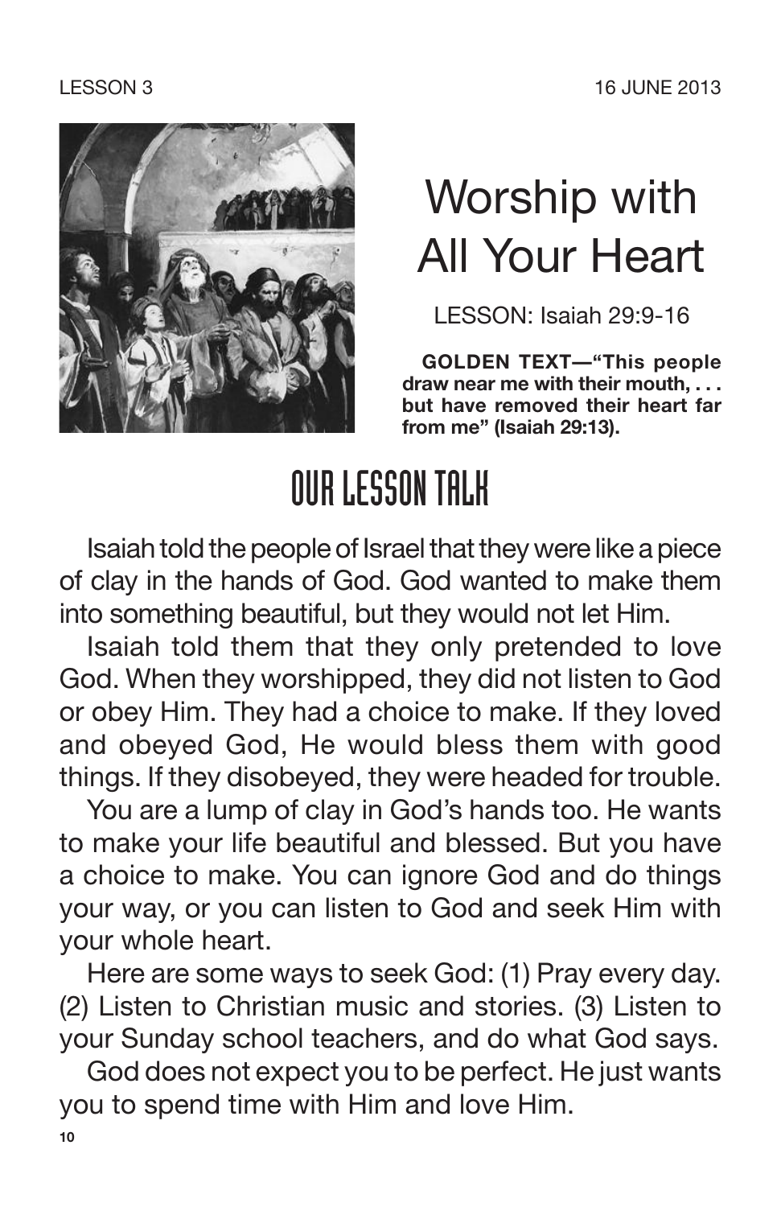LESSON 3 16 JUNE 2013

# Worship with All Your Heart

LESSON: Isaiah 29:9-16

**GOLDEN TEXT—"This people draw near me with their mouth, . . . but have removed their heart far from me" (Isaiah 29:13).**

## OUR LESSON TALK

Isaiah told the people of Israel that they were like a piece of clay in the hands of God. God wanted to make them into something beautiful, but they would not let Him.

Isaiah told them that they only pretended to love God. When they worshipped, they did not listen to God or obey Him. They had a choice to make. If they loved and obeyed God, He would bless them with good things. If they disobeyed, they were headed for trouble.

You are a lump of clay in God's hands too. He wants to make your life beautiful and blessed. But you have a choice to make. You can ignore God and do things your way, or you can listen to God and seek Him with your whole heart.

Here are some ways to seek God: (1) Pray every day. (2) Listen to Christian music and stories. (3) Listen to your Sunday school teachers, and do what God says.

God does not expect you to be perfect. He just wants you to spend time with Him and love Him.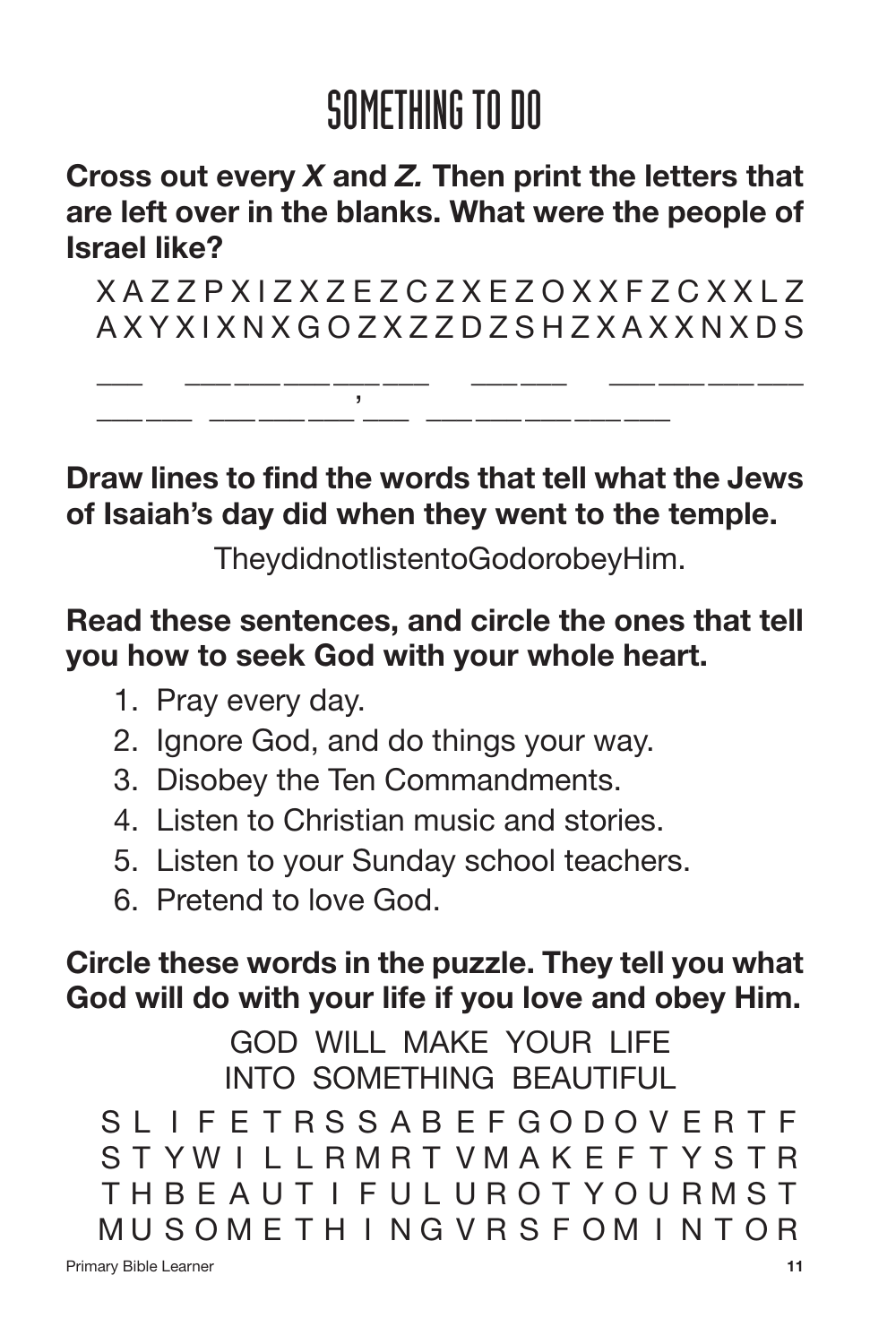# SOMETHING TO DO

**Cross out every *X* and *Z.* Then print the letters that are left over in the blanks. What were the people of Israel like?**

X A Z Z P X I Z X Z E Z C Z X E Z O X X F Z C X X L Z
A X Y X I X N X G O Z X Z Z D Z S H Z X A X X N X D S

___ ______________ ______ __________
______ ________'___ ______________

**Draw lines to find the words that tell what the Jews of Isaiah's day did when they went to the temple.**

TheydidnotlistentoGodorobeyHim.

**Read these sentences, and circle the ones that tell you how to seek God with your whole heart.**

1. Pray every day.
2. Ignore God, and do things your way.
3. Disobey the Ten Commandments.
4. Listen to Christian music and stories.
5. Listen to your Sunday school teachers.
6. Pretend to love God.

**Circle these words in the puzzle. They tell you what God will do with your life if you love and obey Him.**

GOD WILL MAKE YOUR LIFE
INTO SOMETHING BEAUTIFUL

S L I F E T R S S A B E F G O D O V E R T F
S T Y W I L L R M R T V M A K E F T Y S T R
T H B E A U T I F U L U R O T Y O U R M S T
M U S O M E T H I N G V R S F O M I N T O R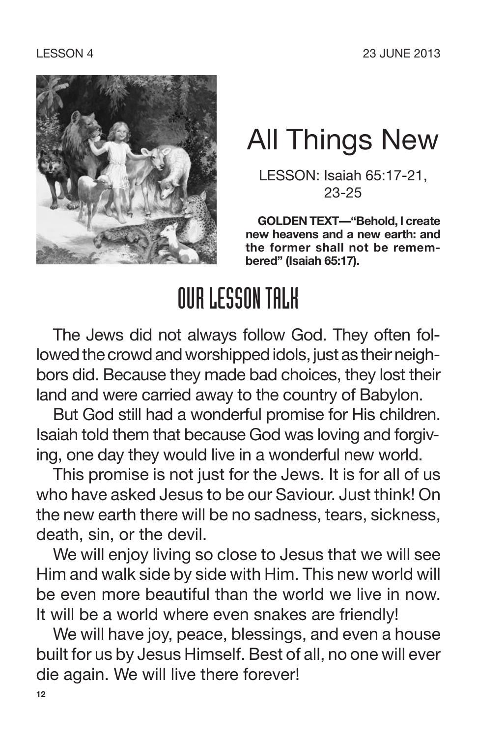LESSON 4 23 JUNE 2013

# All Things New

LESSON: Isaiah 65:17-21, 23-25

**GOLDEN TEXT—"Behold, I create new heavens and a new earth: and the former shall not be remembered" (Isaiah 65:17).**

## OUR LESSON TALK

The Jews did not always follow God. They often followed the crowd and worshipped idols, just as their neighbors did. Because they made bad choices, they lost their land and were carried away to the country of Babylon.

But God still had a wonderful promise for His children. Isaiah told them that because God was loving and forgiving, one day they would live in a wonderful new world.

This promise is not just for the Jews. It is for all of us who have asked Jesus to be our Saviour. Just think! On the new earth there will be no sadness, tears, sickness, death, sin, or the devil.

We will enjoy living so close to Jesus that we will see Him and walk side by side with Him. This new world will be even more beautiful than the world we live in now. It will be a world where even snakes are friendly!

We will have joy, peace, blessings, and even a house built for us by Jesus Himself. Best of all, no one will ever die again. We will live there forever!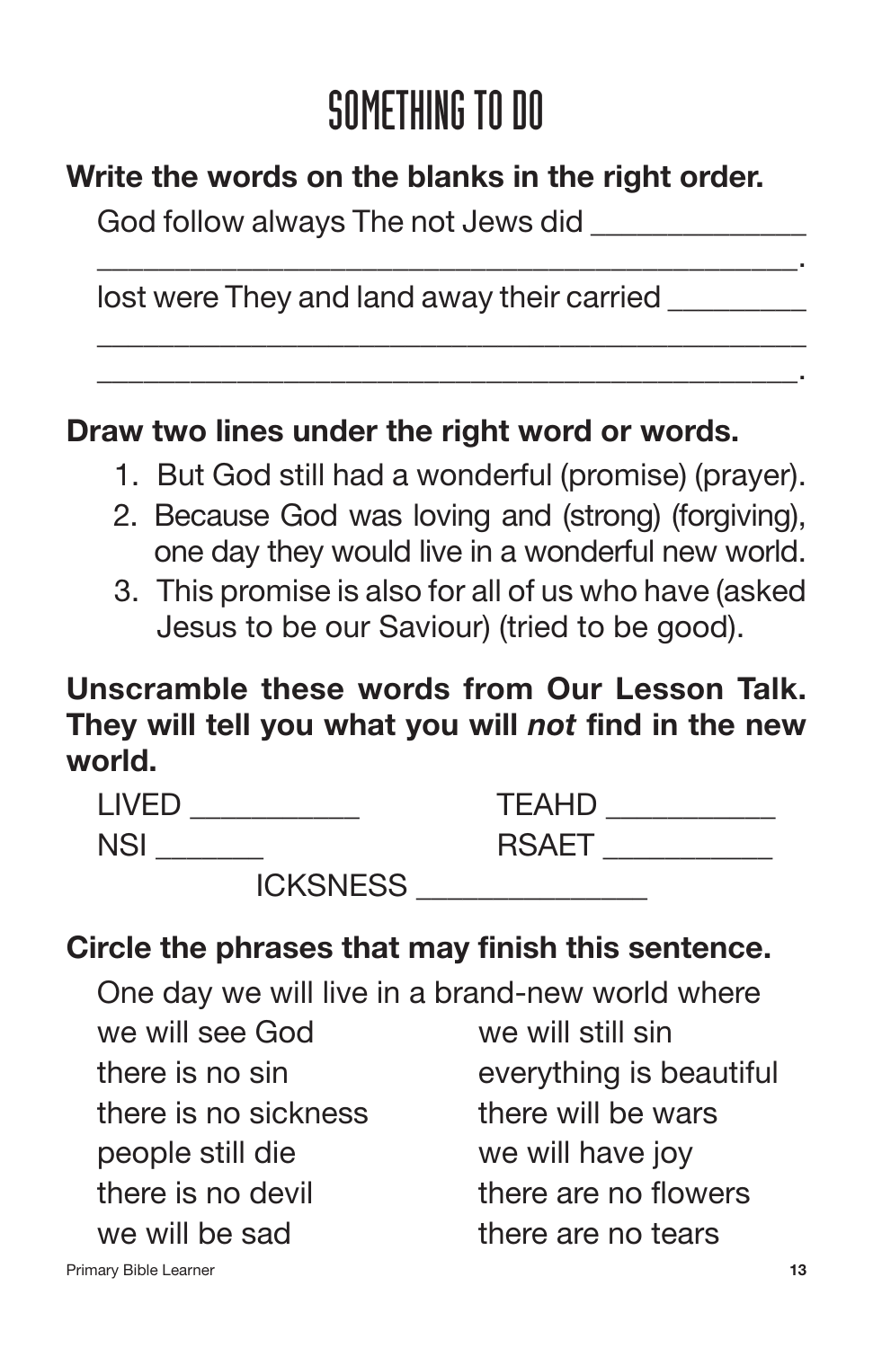# SOMETHING TO DO

**Write the words on the blanks in the right order.**

God follow always The not Jews did ________________________________________________________________.

lost were They and land away their carried ________________________________________________________________________________________________.

**Draw two lines under the right word or words.**

1. But God still had a wonderful (promise) (prayer).
2. Because God was loving and (strong) (forgiving), one day they would live in a wonderful new world.
3. This promise is also for all of us who have (asked Jesus to be our Saviour) (tried to be good).

**Unscramble these words from Our Lesson Talk. They will tell you what you will *not* find in the new world.**

LIVED ___________ TEAHD ___________

NSI _______ RSAET ___________

ICKSNESS ______________

**Circle the phrases that may finish this sentence.**

One day we will live in a brand-new world where

we will see God

we will still sin

there is no sin

everything is beautiful

there is no sickness

there will be wars

people still die

we will have joy

there is no devil

there are no flowers

we will be sad

there are no tears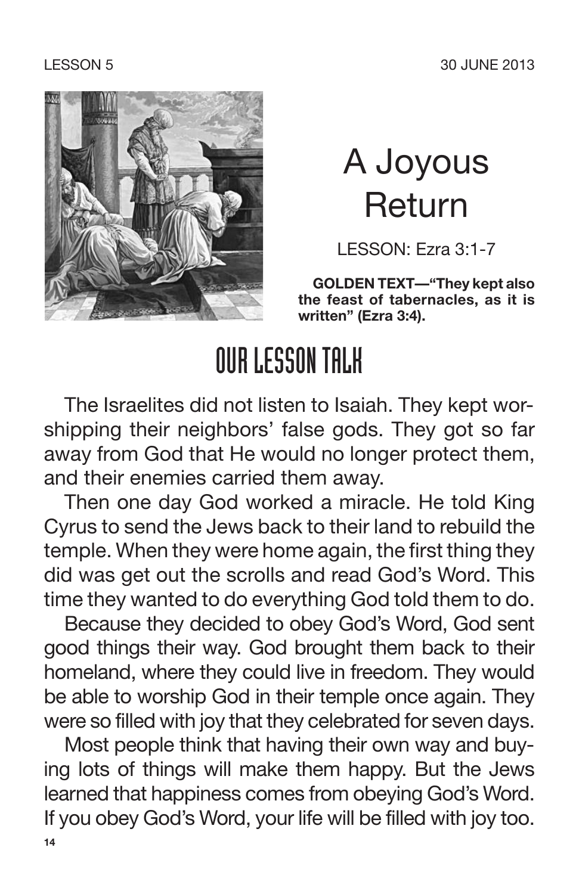LESSON 5

30 JUNE 2013

# A Joyous Return

LESSON: Ezra 3:1-7

**GOLDEN TEXT—"They kept also the feast of tabernacles, as it is written" (Ezra 3:4).**

## OUR LESSON TALK

The Israelites did not listen to Isaiah. They kept worshipping their neighbors' false gods. They got so far away from God that He would no longer protect them, and their enemies carried them away.

Then one day God worked a miracle. He told King Cyrus to send the Jews back to their land to rebuild the temple. When they were home again, the first thing they did was get out the scrolls and read God's Word. This time they wanted to do everything God told them to do.

Because they decided to obey God's Word, God sent good things their way. God brought them back to their homeland, where they could live in freedom. They would be able to worship God in their temple once again. They were so filled with joy that they celebrated for seven days.

Most people think that having their own way and buying lots of things will make them happy. But the Jews learned that happiness comes from obeying God's Word. If you obey God's Word, your life will be filled with joy too.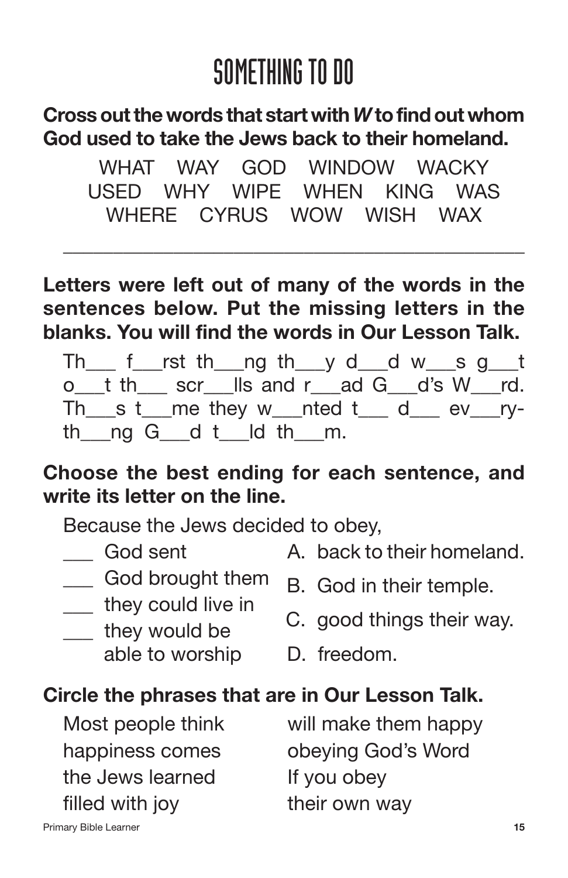# SOMETHING TO DO

**Cross out the words that start with *W* to find out whom God used to take the Jews back to their homeland.**

WHAT WAY GOD WINDOW WACKY
USED WHY WIPE WHEN KING WAS
WHERE CYRUS WOW WISH WAX

______________________________________________

**Letters were left out of many of the words in the sentences below. Put the missing letters in the blanks. You will find the words in Our Lesson Talk.**

Th___ f___rst th___ng th___y d___d w___s g___t o___t th___ scr___lls and r___ad G___d's W___rd. Th___s t___me they w___nted t___ d___ ev___ry-th___ng G___d t___ld th___m.

**Choose the best ending for each sentence, and write its letter on the line.**

Because the Jews decided to obey,

___ God sent
___ God brought them
___ they could live in
___ they would be able to worship

A. back to their homeland.
B. God in their temple.
C. good things their way.
D. freedom.

**Circle the phrases that are in Our Lesson Talk.**

Most people think
happiness comes
the Jews learned
filled with joy
will make them happy
obeying God's Word
If you obey
their own way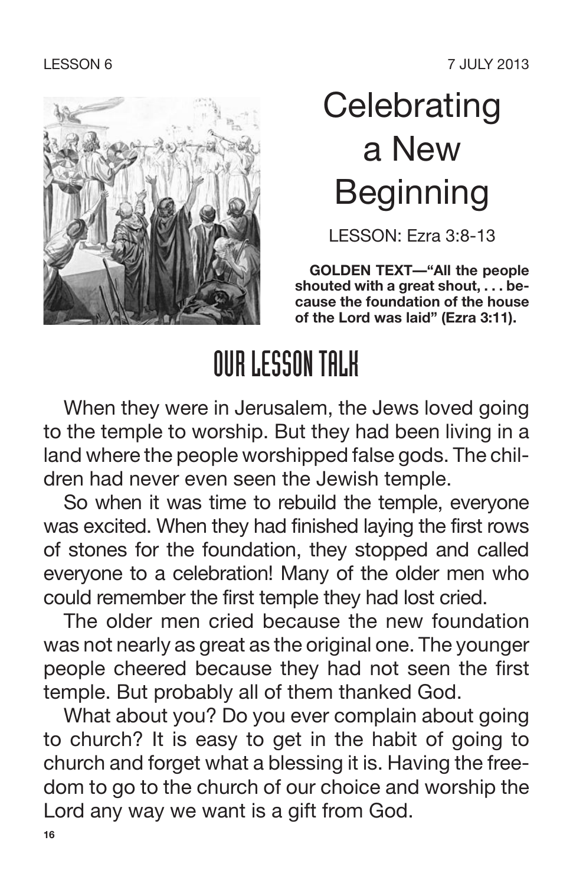LESSON 6

7 JULY 2013

# Celebrating a New Beginning

LESSON: Ezra 3:8-13

**GOLDEN TEXT—"All the people shouted with a great shout, . . . because the foundation of the house of the Lord was laid" (Ezra 3:11).**

## OUR LESSON TALK

When they were in Jerusalem, the Jews loved going to the temple to worship. But they had been living in a land where the people worshipped false gods. The children had never even seen the Jewish temple.

So when it was time to rebuild the temple, everyone was excited. When they had finished laying the first rows of stones for the foundation, they stopped and called everyone to a celebration! Many of the older men who could remember the first temple they had lost cried.

The older men cried because the new foundation was not nearly as great as the original one. The younger people cheered because they had not seen the first temple. But probably all of them thanked God.

What about you? Do you ever complain about going to church? It is easy to get in the habit of going to church and forget what a blessing it is. Having the freedom to go to the church of our choice and worship the Lord any way we want is a gift from God.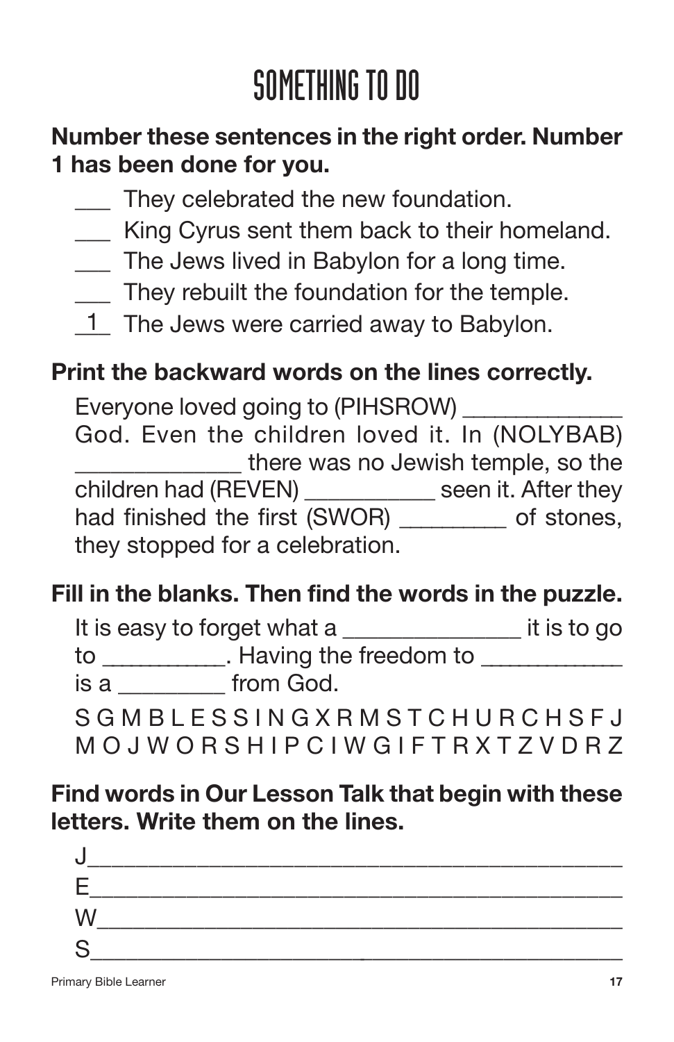# SOMETHING TO DO

**Number these sentences in the right order. Number 1 has been done for you.**

___ They celebrated the new foundation.
___ King Cyrus sent them back to their homeland.
___ The Jews lived in Babylon for a long time.
___ They rebuilt the foundation for the temple.
_1_ The Jews were carried away to Babylon.

**Print the backward words on the lines correctly.**

Everyone loved going to (PIHSROW) _____________ God. Even the children loved it. In (NOLYBAB) _____________ there was no Jewish temple, so the children had (REVEN) ___________ seen it. After they had finished the first (SWOR) _________ of stones, they stopped for a celebration.

**Fill in the blanks. Then find the words in the puzzle.**

It is easy to forget what a _______________ it is to go to ___________. Having the freedom to ____________ is a _________ from God.

S G M B L E S S I N G X R M S T C H U R C H S F J
M O J W O R S H I P C I W G I F T R X T Z V D R Z

**Find words in Our Lesson Talk that begin with these letters. Write them on the lines.**

J_____________________________________________
E_____________________________________________
W_____________________________________________
S_____________________________________________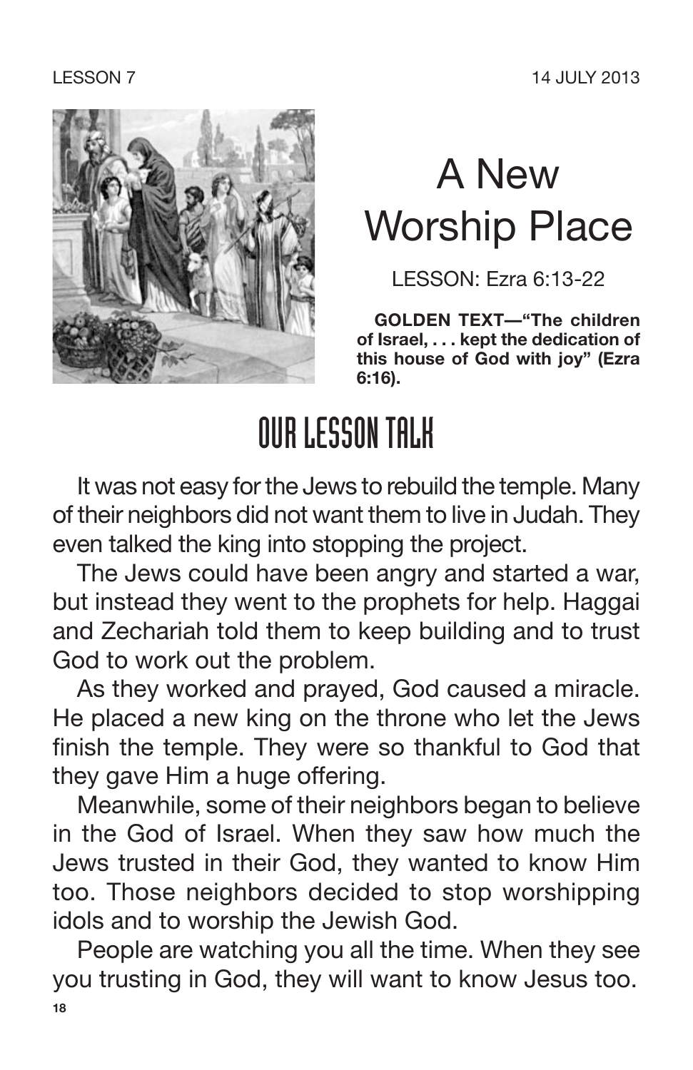LESSON 7 14 JULY 2013

# A New Worship Place

LESSON: Ezra 6:13-22

**GOLDEN TEXT—"The children of Israel, . . . kept the dedication of this house of God with joy" (Ezra 6:16).**

## OUR LESSON TALK

It was not easy for the Jews to rebuild the temple. Many of their neighbors did not want them to live in Judah. They even talked the king into stopping the project.

The Jews could have been angry and started a war, but instead they went to the prophets for help. Haggai and Zechariah told them to keep building and to trust God to work out the problem.

As they worked and prayed, God caused a miracle. He placed a new king on the throne who let the Jews finish the temple. They were so thankful to God that they gave Him a huge offering.

Meanwhile, some of their neighbors began to believe in the God of Israel. When they saw how much the Jews trusted in their God, they wanted to know Him too. Those neighbors decided to stop worshipping idols and to worship the Jewish God.

People are watching you all the time. When they see you trusting in God, they will want to know Jesus too.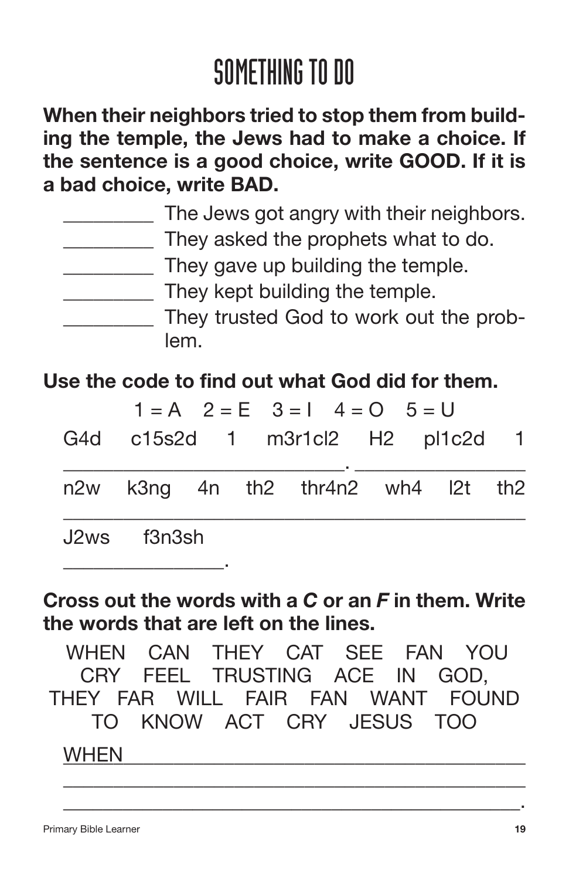# SOMETHING TO DO

**When their neighbors tried to stop them from building the temple, the Jews had to make a choice. If the sentence is a good choice, write GOOD. If it is a bad choice, write BAD.**

_________ The Jews got angry with their neighbors.
_________ They asked the prophets what to do.
_________ They gave up building the temple.
_________ They kept building the temple.
_________ They trusted God to work out the problem.

**Use the code to find out what God did for them.**

1 = A   2 = E   3 = I   4 = O   5 = U

G4d   c15s2d   1   m3r1cl2   H2   pl1c2d   1

____________________________. _________________

n2w   k3ng   4n   th2   thr4n2   wh4   l2t   th2

_______________________________________________

J2ws   f3n3sh

________________.

**Cross out the words with a *C* or an *F* in them. Write the words that are left on the lines.**

WHEN   CAN   THEY   CAT   SEE   FAN   YOU
CRY   FEEL   TRUSTING   ACE   IN   GOD,
THEY   FAR   WILL   FAIR   FAN   WANT   FOUND
TO   KNOW   ACT   CRY   JESUS   TOO

WHEN__________________________________________

______________________________________________

______________________________________________.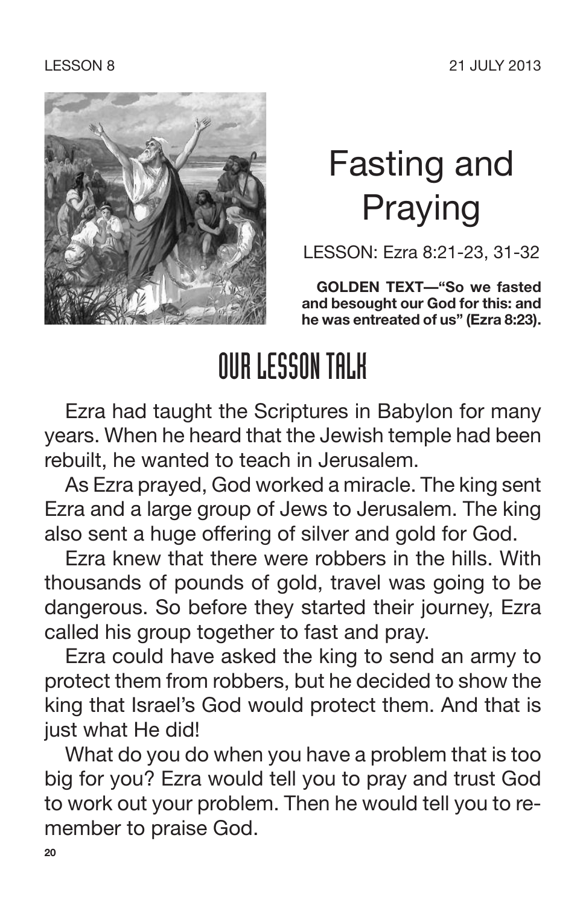LESSON 8

21 JULY 2013

# Fasting and Praying

LESSON: Ezra 8:21-23, 31-32

**GOLDEN TEXT—"So we fasted and besought our God for this: and he was entreated of us" (Ezra 8:23).**

## OUR LESSON TALK

Ezra had taught the Scriptures in Babylon for many years. When he heard that the Jewish temple had been rebuilt, he wanted to teach in Jerusalem.

As Ezra prayed, God worked a miracle. The king sent Ezra and a large group of Jews to Jerusalem. The king also sent a huge offering of silver and gold for God.

Ezra knew that there were robbers in the hills. With thousands of pounds of gold, travel was going to be dangerous. So before they started their journey, Ezra called his group together to fast and pray.

Ezra could have asked the king to send an army to protect them from robbers, but he decided to show the king that Israel's God would protect them. And that is just what He did!

What do you do when you have a problem that is too big for you? Ezra would tell you to pray and trust God to work out your problem. Then he would tell you to remember to praise God.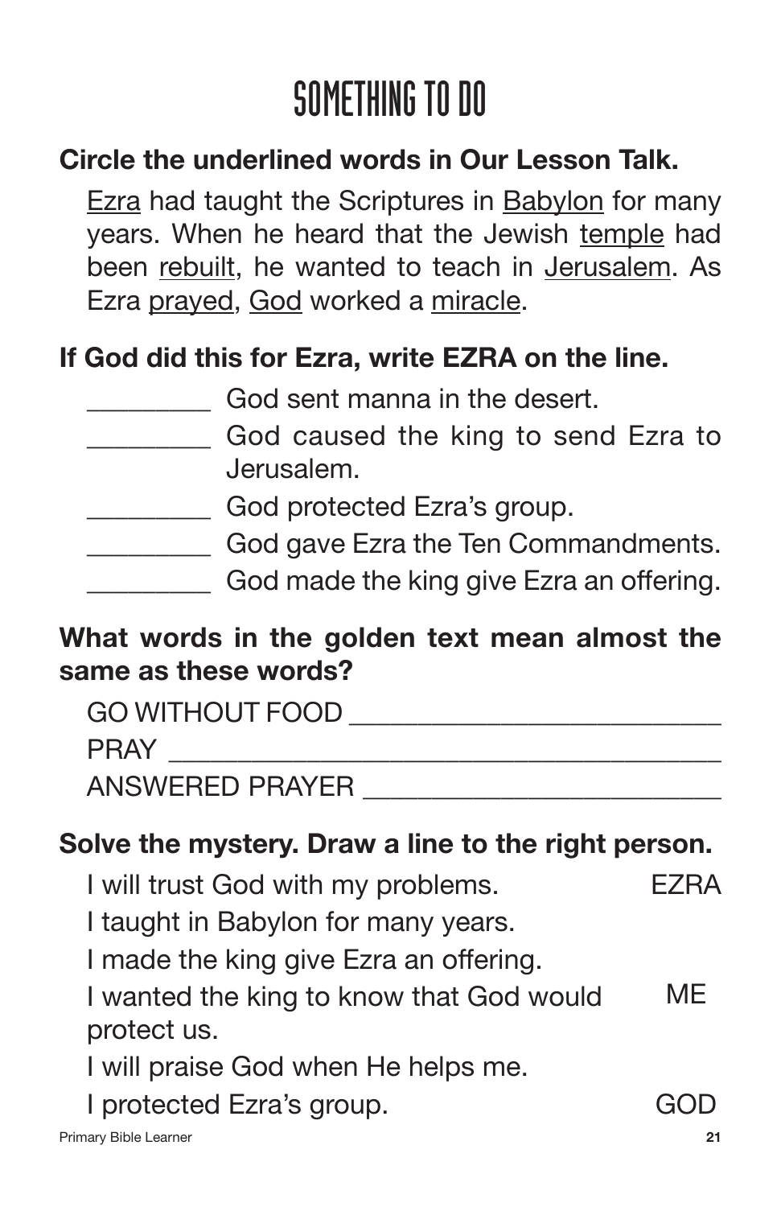# SOMETHING TO DO

**Circle the underlined words in Our Lesson Talk.**

<u>Ezra</u> had taught the Scriptures in <u>Babylon</u> for many years. When he heard that the Jewish <u>temple</u> had been <u>rebuilt</u>, he wanted to teach in <u>Jerusalem</u>. As Ezra <u>prayed</u>, <u>God</u> worked a <u>miracle</u>.

**If God did this for Ezra, write EZRA on the line.**

_________ God sent manna in the desert.

_________ God caused the king to send Ezra to Jerusalem.

_________ God protected Ezra's group.

_________ God gave Ezra the Ten Commandments.

_________ God made the king give Ezra an offering.

**What words in the golden text mean almost the same as these words?**

GO WITHOUT FOOD ___________________________

PRAY ___________________________________________

ANSWERED PRAYER ___________________________

**Solve the mystery. Draw a line to the right person.**

| | |
|---|---|
| I will trust God with my problems. | EZRA |
| I taught in Babylon for many years. | |
| I made the king give Ezra an offering. | |
| I wanted the king to know that God would protect us. | ME |
| I will praise God when He helps me. | |
| I protected Ezra's group. | GOD |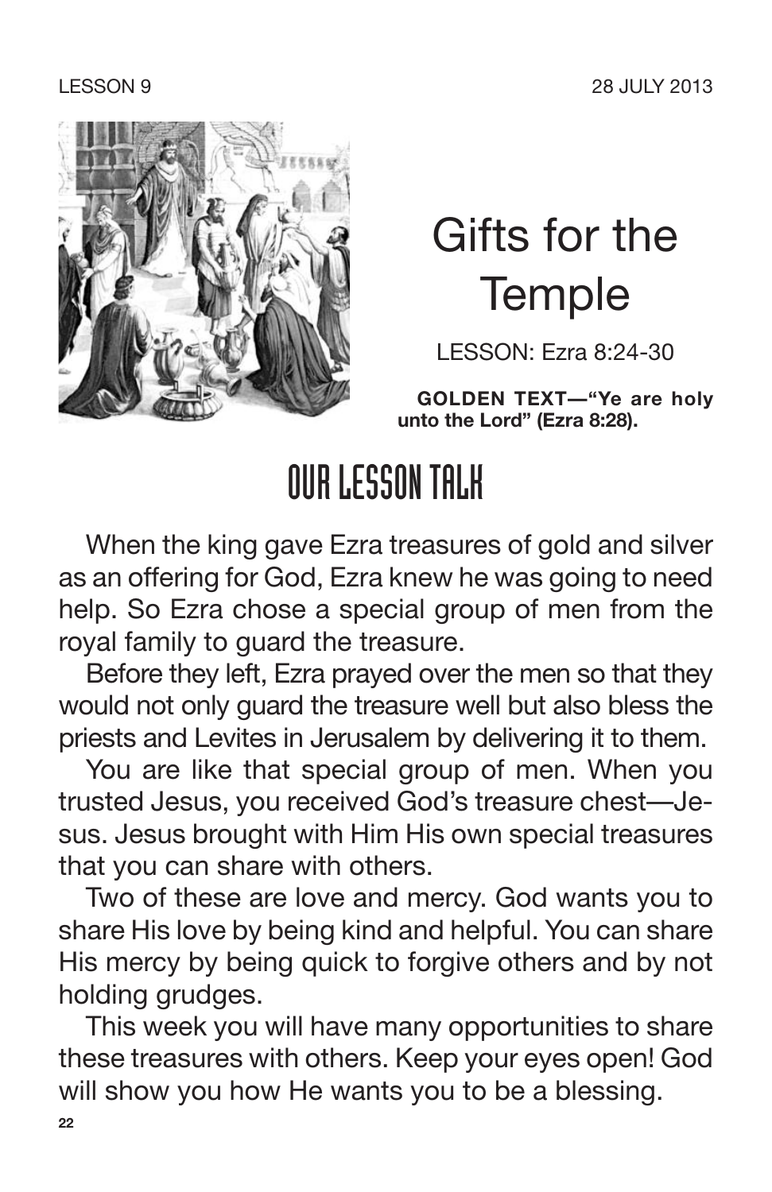LESSON 9 28 JULY 2013

# Gifts for the Temple

LESSON: Ezra 8:24-30

**GOLDEN TEXT—"Ye are holy unto the Lord" (Ezra 8:28).**

## OUR LESSON TALK

When the king gave Ezra treasures of gold and silver as an offering for God, Ezra knew he was going to need help. So Ezra chose a special group of men from the royal family to guard the treasure.

Before they left, Ezra prayed over the men so that they would not only guard the treasure well but also bless the priests and Levites in Jerusalem by delivering it to them.

You are like that special group of men. When you trusted Jesus, you received God's treasure chest—Jesus. Jesus brought with Him His own special treasures that you can share with others.

Two of these are love and mercy. God wants you to share His love by being kind and helpful. You can share His mercy by being quick to forgive others and by not holding grudges.

This week you will have many opportunities to share these treasures with others. Keep your eyes open! God will show you how He wants you to be a blessing.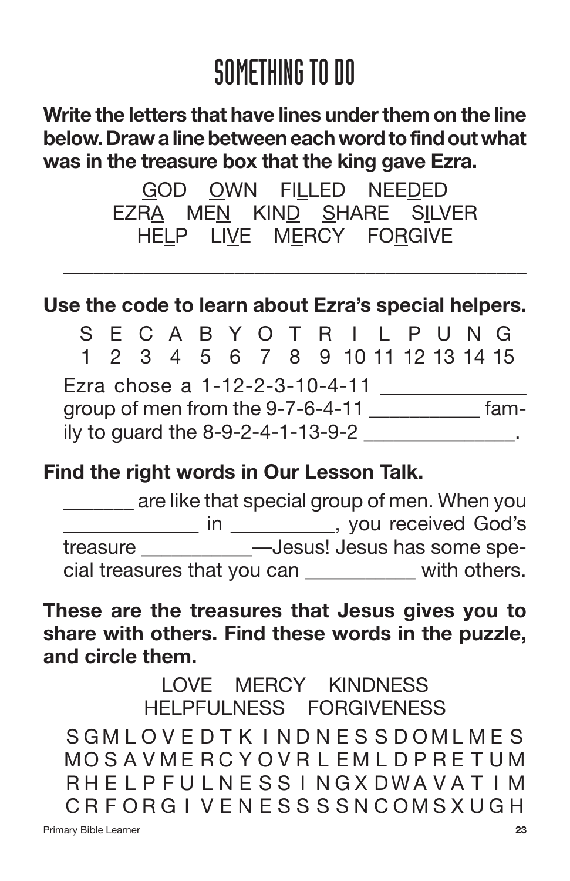# SOMETHING TO DO

**Write the letters that have lines under them on the line below. Draw a line between each word to find out what was in the treasure box that the king gave Ezra.**

GOD OWN FILLED NEEDED
EZRA MEN KIND SHARE SILVER
HELP LIVE MERCY FORGIVE

_______________________________________________

**Use the code to learn about Ezra's special helpers.**

| S | E | C | A | B | Y | O | T | R | I | L | P | U | N | G |
|---|---|---|---|---|---|---|---|---|---|---|---|---|---|---|
| 1 | 2 | 3 | 4 | 5 | 6 | 7 | 8 | 9 | 10 | 11 | 12 | 13 | 14 | 15 |

Ezra chose a 1-12-2-3-10-4-11 _____________ group of men from the 9-7-6-4-11 __________ family to guard the 8-9-2-4-1-13-9-2 ______________.

**Find the right words in Our Lesson Talk.**

_______ are like that special group of men. When you _____________ in __________, you received God's treasure __________—Jesus! Jesus has some special treasures that you can __________ with others.

**These are the treasures that Jesus gives you to share with others. Find these words in the puzzle, and circle them.**

LOVE MERCY KINDNESS
HELPFULNESS FORGIVENESS

S G M L O V E D T K I N D N E S S D O M L M E S
M O S A V M E R C Y O V R L E M L D P R E T U M
R H E L P F U L N E S S I N G X D W A V A T I M
C R F O R G I V E N E S S S S N C O M S X U G H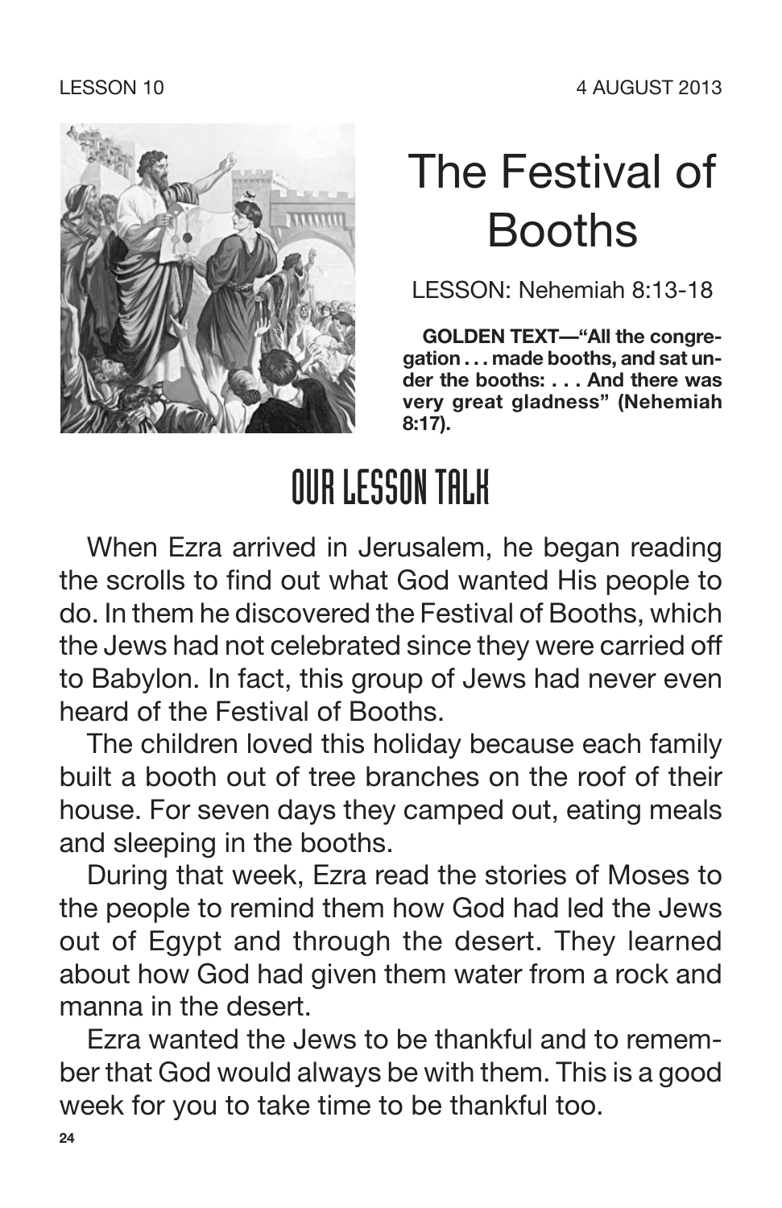LESSON 10 4 AUGUST 2013

# The Festival of Booths

LESSON: Nehemiah 8:13-18

**GOLDEN TEXT—"All the congregation . . . made booths, and sat under the booths: . . . And there was very great gladness" (Nehemiah 8:17).**

## OUR LESSON TALK

When Ezra arrived in Jerusalem, he began reading the scrolls to find out what God wanted His people to do. In them he discovered the Festival of Booths, which the Jews had not celebrated since they were carried off to Babylon. In fact, this group of Jews had never even heard of the Festival of Booths.

The children loved this holiday because each family built a booth out of tree branches on the roof of their house. For seven days they camped out, eating meals and sleeping in the booths.

During that week, Ezra read the stories of Moses to the people to remind them how God had led the Jews out of Egypt and through the desert. They learned about how God had given them water from a rock and manna in the desert.

Ezra wanted the Jews to be thankful and to remember that God would always be with them. This is a good week for you to take time to be thankful too.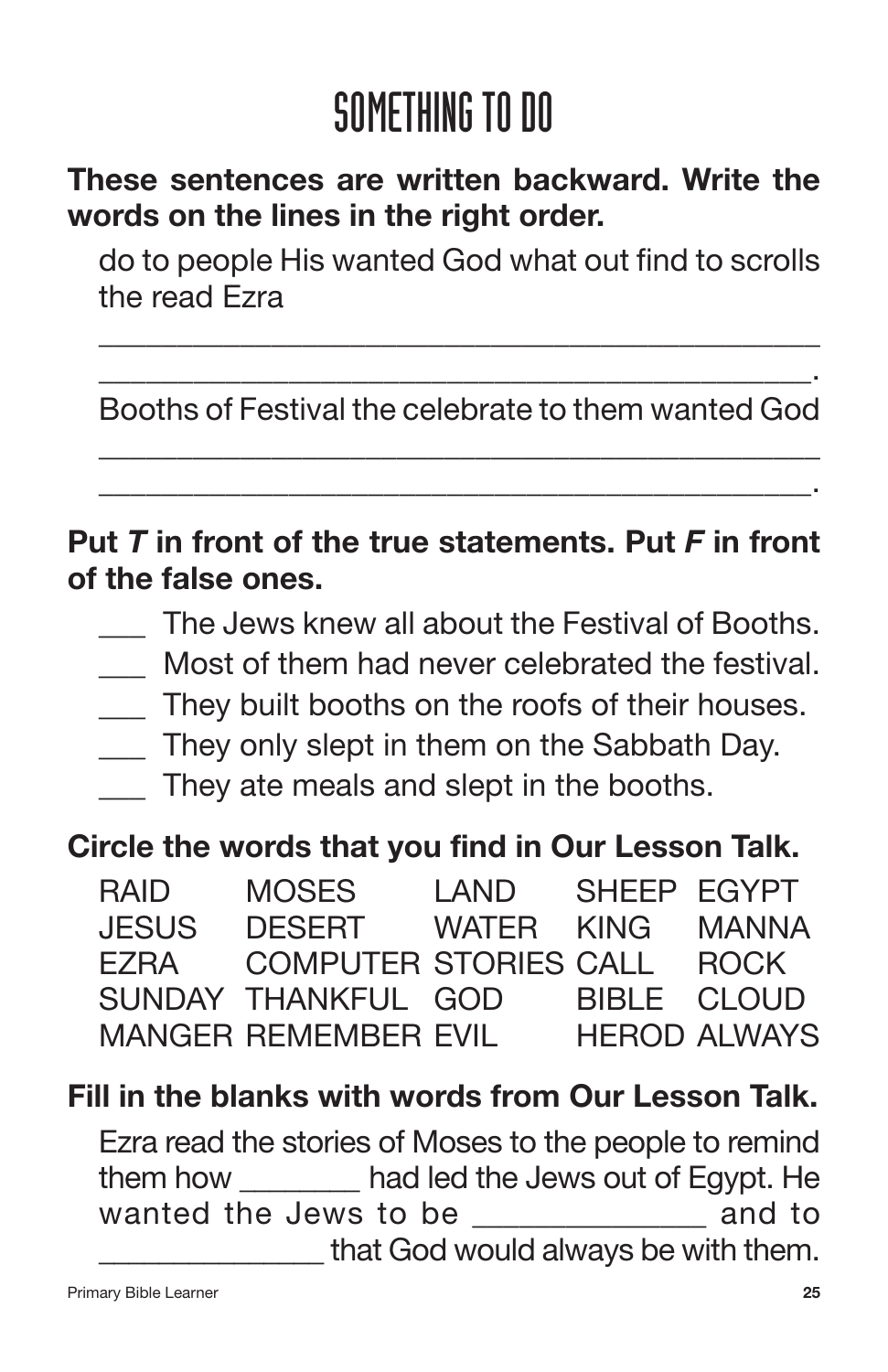# SOMETHING TO DO

**These sentences are written backward. Write the words on the lines in the right order.**

do to people His wanted God what out find to scrolls the read Ezra

______________________________________________

______________________________________________.

Booths of Festival the celebrate to them wanted God

______________________________________________

______________________________________________.

**Put *T* in front of the true statements. Put *F* in front of the false ones.**

___ The Jews knew all about the Festival of Booths.
___ Most of them had never celebrated the festival.
___ They built booths on the roofs of their houses.
___ They only slept in them on the Sabbath Day.
___ They ate meals and slept in the booths.

**Circle the words that you find in Our Lesson Talk.**

| | | | | |
|---|---|---|---|---|
| RAID | MOSES | LAND | SHEEP | EGYPT |
| JESUS | DESERT | WATER | KING | MANNA |
| EZRA | COMPUTER | STORIES | CALL | ROCK |
| SUNDAY | THANKFUL | GOD | BIBLE | CLOUD |
| MANGER | REMEMBER | EVIL | HEROD | ALWAYS |

**Fill in the blanks with words from Our Lesson Talk.**

Ezra read the stories of Moses to the people to remind them how ________ had led the Jews out of Egypt. He wanted the Jews to be ______________ and to ______________ that God would always be with them.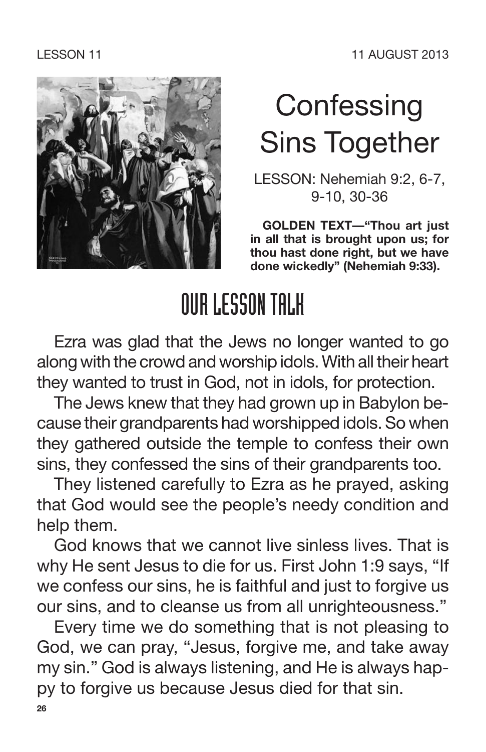LESSON 11 11 AUGUST 2013

# Confessing Sins Together

LESSON: Nehemiah 9:2, 6-7, 9-10, 30-36

**GOLDEN TEXT—"Thou art just in all that is brought upon us; for thou hast done right, but we have done wickedly" (Nehemiah 9:33).**

## OUR LESSON TALK

Ezra was glad that the Jews no longer wanted to go along with the crowd and worship idols. With all their heart they wanted to trust in God, not in idols, for protection.

The Jews knew that they had grown up in Babylon because their grandparents had worshipped idols. So when they gathered outside the temple to confess their own sins, they confessed the sins of their grandparents too.

They listened carefully to Ezra as he prayed, asking that God would see the people's needy condition and help them.

God knows that we cannot live sinless lives. That is why He sent Jesus to die for us. First John 1:9 says, "If we confess our sins, he is faithful and just to forgive us our sins, and to cleanse us from all unrighteousness."

Every time we do something that is not pleasing to God, we can pray, "Jesus, forgive me, and take away my sin." God is always listening, and He is always happy to forgive us because Jesus died for that sin.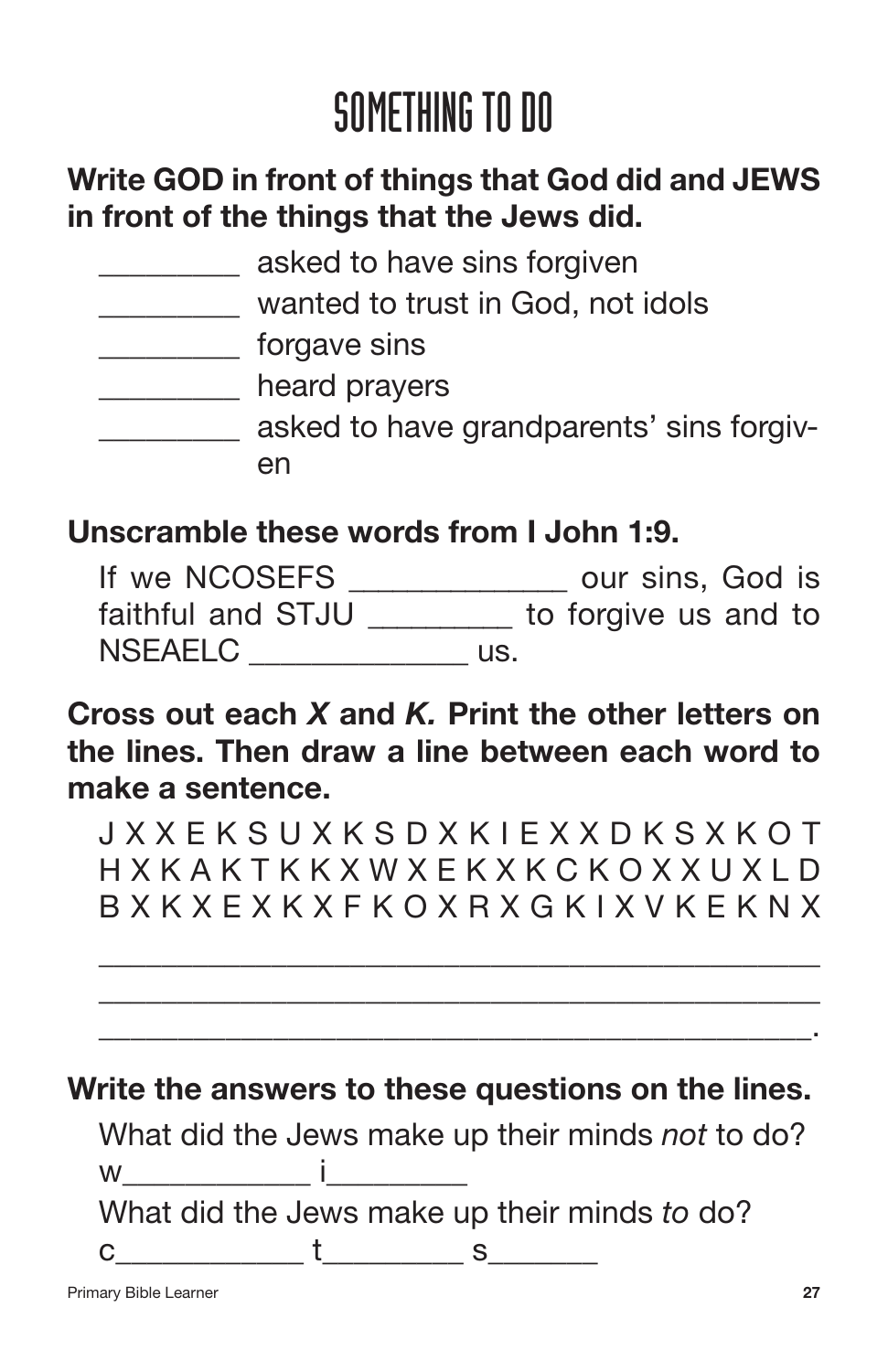# SOMETHING TO DO

**Write GOD in front of things that God did and JEWS in front of the things that the Jews did.**

_________ asked to have sins forgiven

_________ wanted to trust in God, not idols

_________ forgave sins

_________ heard prayers

_________ asked to have grandparents' sins forgiven

**Unscramble these words from I John 1:9.**

If we NCOSEFS _____________ our sins, God is faithful and STJU _________ to forgive us and to NSEAELC _____________ us.

**Cross out each *X* and *K.* Print the other letters on the lines. Then draw a line between each word to make a sentence.**

J X X E K S U X K S D X K I E X X D K S X K O T
H X K A K T K K X W X E K X K C K O X X U X L D
B X K X E X K X F K O X R X G K I X V K E K N X

_____________________________________________

_____________________________________________

_____________________________________________.

**Write the answers to these questions on the lines.**

What did the Jews make up their minds *not* to do?

w____________ i_________

What did the Jews make up their minds *to* do?

c____________ t_________ s_______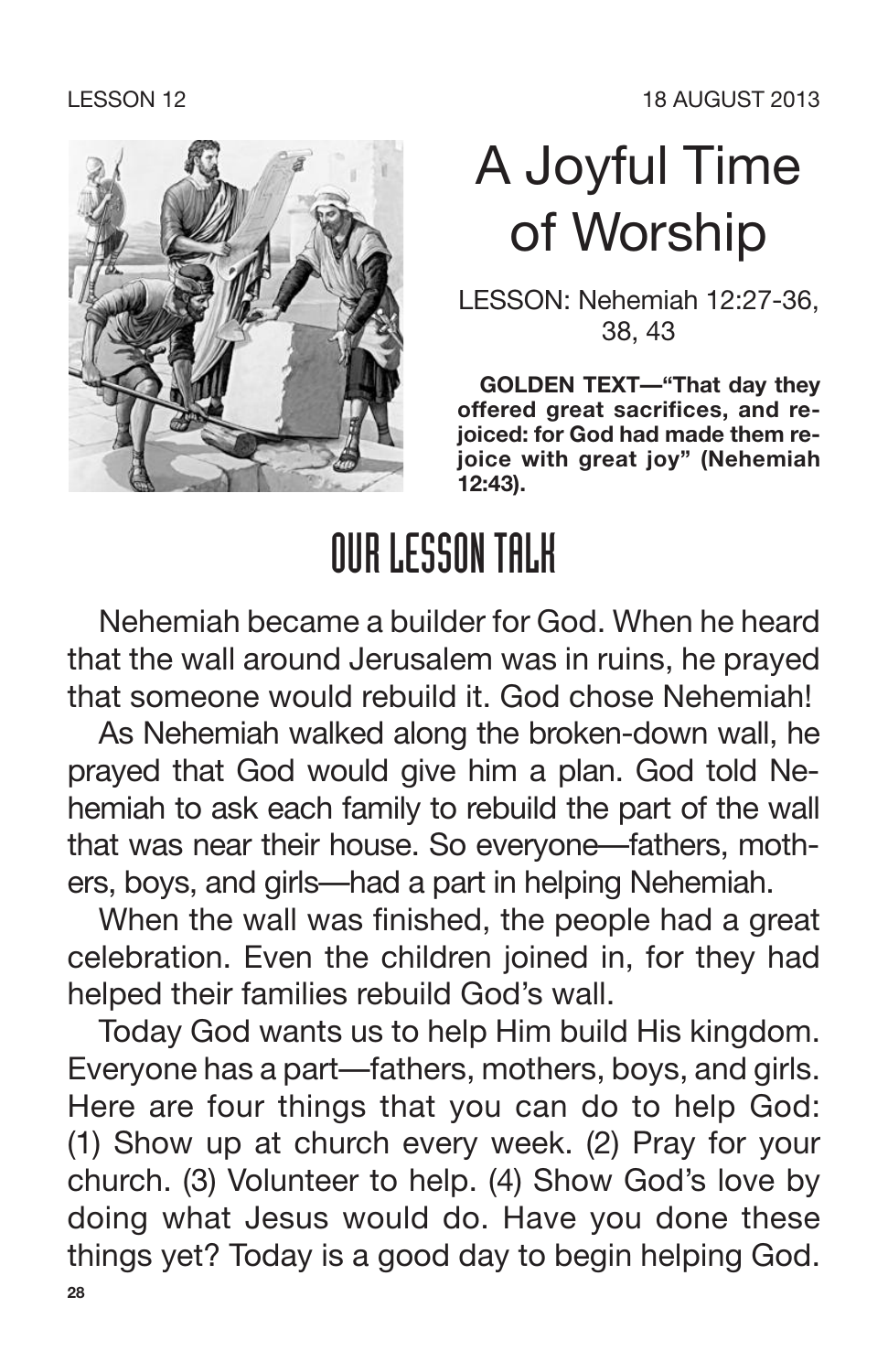LESSON 12

18 AUGUST 2013

# A Joyful Time of Worship

LESSON: Nehemiah 12:27-36, 38, 43

**GOLDEN TEXT—"That day they offered great sacrifices, and rejoiced: for God had made them rejoice with great joy" (Nehemiah 12:43).**

## OUR LESSON TALK

Nehemiah became a builder for God. When he heard that the wall around Jerusalem was in ruins, he prayed that someone would rebuild it. God chose Nehemiah!

As Nehemiah walked along the broken-down wall, he prayed that God would give him a plan. God told Nehemiah to ask each family to rebuild the part of the wall that was near their house. So everyone—fathers, mothers, boys, and girls—had a part in helping Nehemiah.

When the wall was finished, the people had a great celebration. Even the children joined in, for they had helped their families rebuild God's wall.

Today God wants us to help Him build His kingdom. Everyone has a part—fathers, mothers, boys, and girls. Here are four things that you can do to help God: (1) Show up at church every week. (2) Pray for your church. (3) Volunteer to help. (4) Show God's love by doing what Jesus would do. Have you done these things yet? Today is a good day to begin helping God.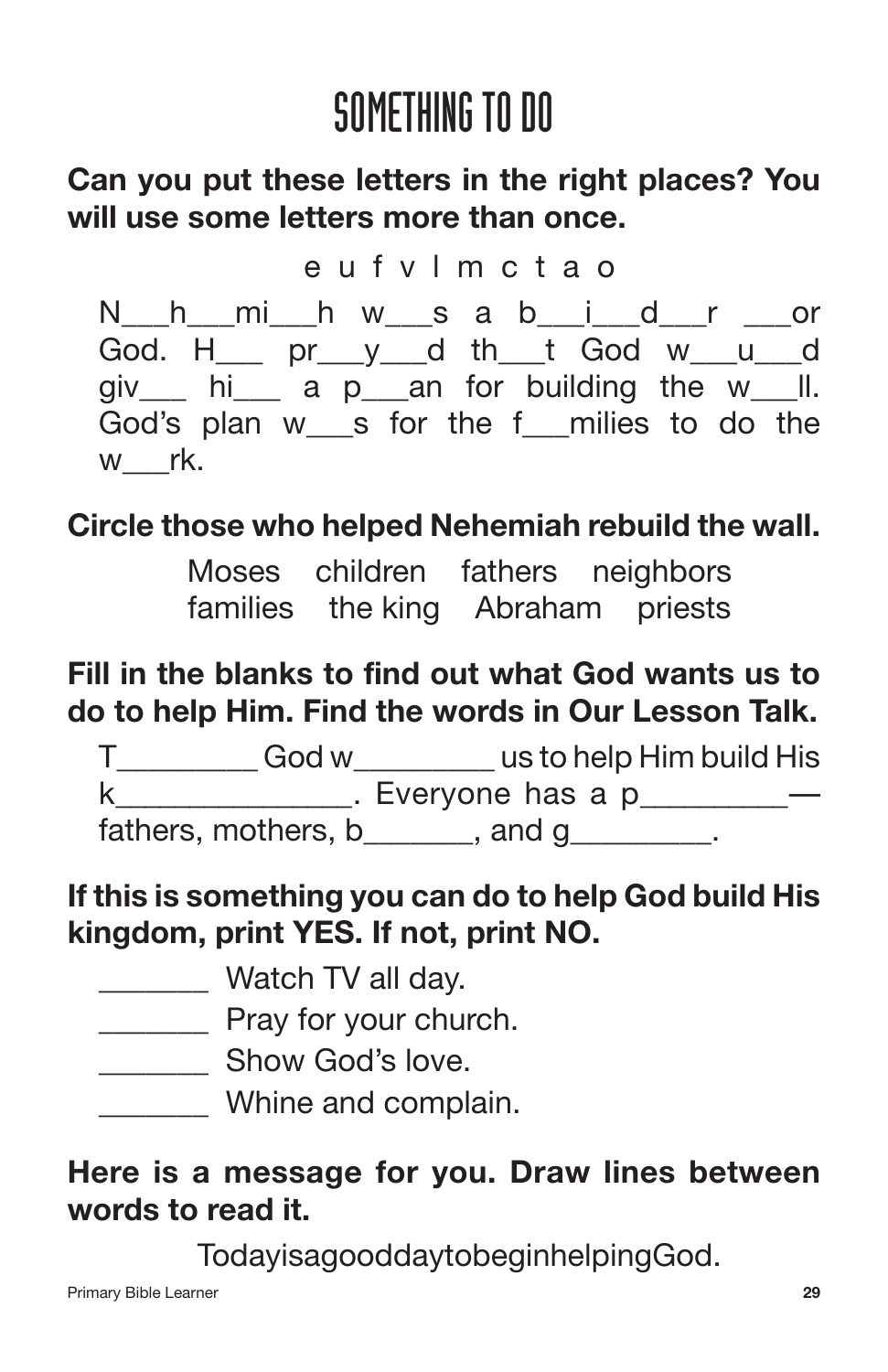# SOMETHING TO DO

**Can you put these letters in the right places? You will use some letters more than once.**

e u f v l m c t a o

N___h___mi___h w___s a b___i___d___r ___or God. H___ pr___y___d th___t God w___u___d giv___ hi___ a p___an for building the w___ll. God's plan w___s for the f___milies to do the w___rk.

**Circle those who helped Nehemiah rebuild the wall.**

Moses children fathers neighbors
families the king Abraham priests

**Fill in the blanks to find out what God wants us to do to help Him. Find the words in Our Lesson Talk.**

T_________ God w_________ us to help Him build His k_______________. Everyone has a p_________—fathers, mothers, b_______, and g_________.

**If this is something you can do to help God build His kingdom, print YES. If not, print NO.**

_______ Watch TV all day.

_______ Pray for your church.

_______ Show God's love.

_______ Whine and complain.

**Here is a message for you. Draw lines between words to read it.**

TodayisagooddaytobeginhelpingGod.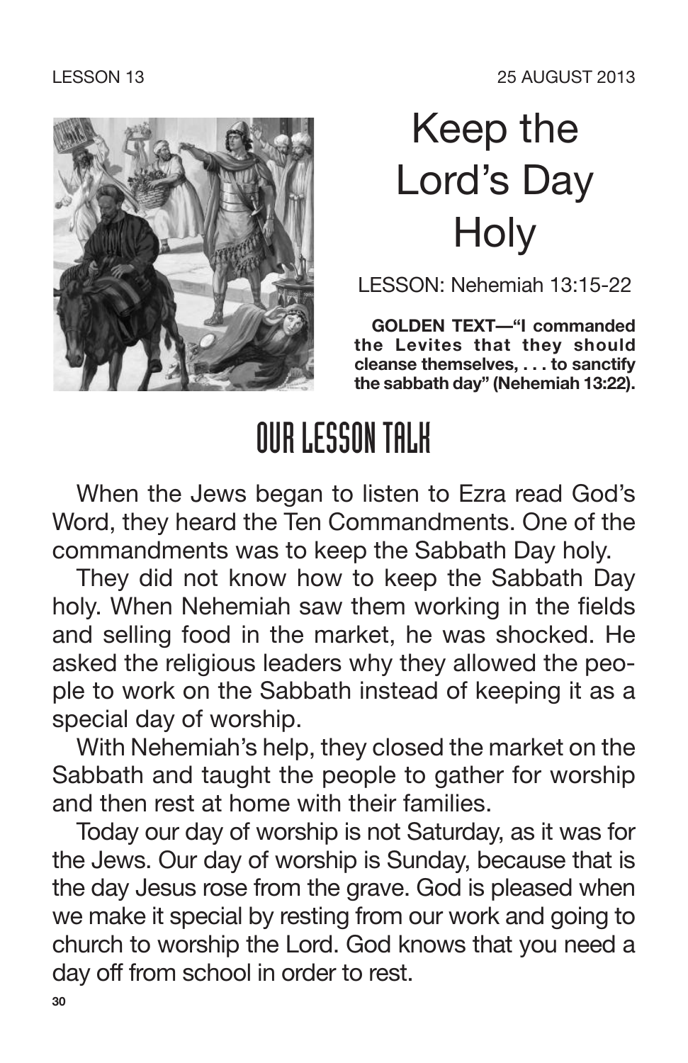LESSON 13 25 AUGUST 2013

# Keep the Lord's Day Holy

LESSON: Nehemiah 13:15-22

**GOLDEN TEXT—"I commanded the Levites that they should cleanse themselves, . . . to sanctify the sabbath day" (Nehemiah 13:22).**

## OUR LESSON TALK

When the Jews began to listen to Ezra read God's Word, they heard the Ten Commandments. One of the commandments was to keep the Sabbath Day holy.

They did not know how to keep the Sabbath Day holy. When Nehemiah saw them working in the fields and selling food in the market, he was shocked. He asked the religious leaders why they allowed the people to work on the Sabbath instead of keeping it as a special day of worship.

With Nehemiah's help, they closed the market on the Sabbath and taught the people to gather for worship and then rest at home with their families.

Today our day of worship is not Saturday, as it was for the Jews. Our day of worship is Sunday, because that is the day Jesus rose from the grave. God is pleased when we make it special by resting from our work and going to church to worship the Lord. God knows that you need a day off from school in order to rest.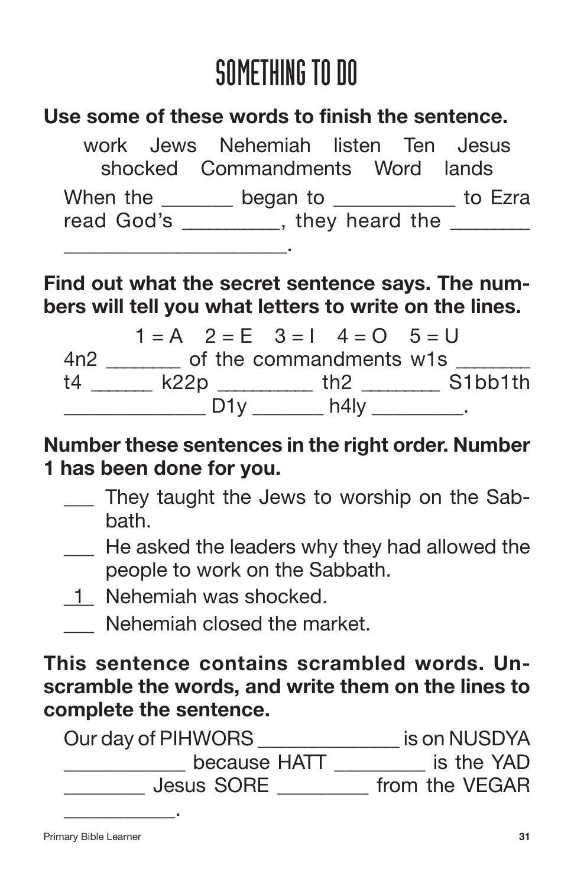# SOMETHING TO DO

**Use some of these words to finish the sentence.**

work Jews Nehemiah listen Ten Jesus shocked Commandments Word lands

When the _______ began to ___________ to Ezra read God's _________, they heard the _______ _____________________.

**Find out what the secret sentence says. The numbers will tell you what letters to write on the lines.**

1 = A 2 = E 3 = I 4 = O 5 = U

4n2 _______ of the commandments w1s _______ t4 ______ k22p _________ th2 ________ S1bb1th ______________ D1y _______ h4ly _________.

**Number these sentences in the right order. Number 1 has been done for you.**

___ They taught the Jews to worship on the Sabbath.

___ He asked the leaders why they had allowed the people to work on the Sabbath.

_1_ Nehemiah was shocked.

___ Nehemiah closed the market.

**This sentence contains scrambled words. Unscramble the words, and write them on the lines to complete the sentence.**

Our day of PIHWORS ______________ is on NUSDYA ____________ because HATT _________ is the YAD ________ Jesus SORE _________ from the VEGAR ___________.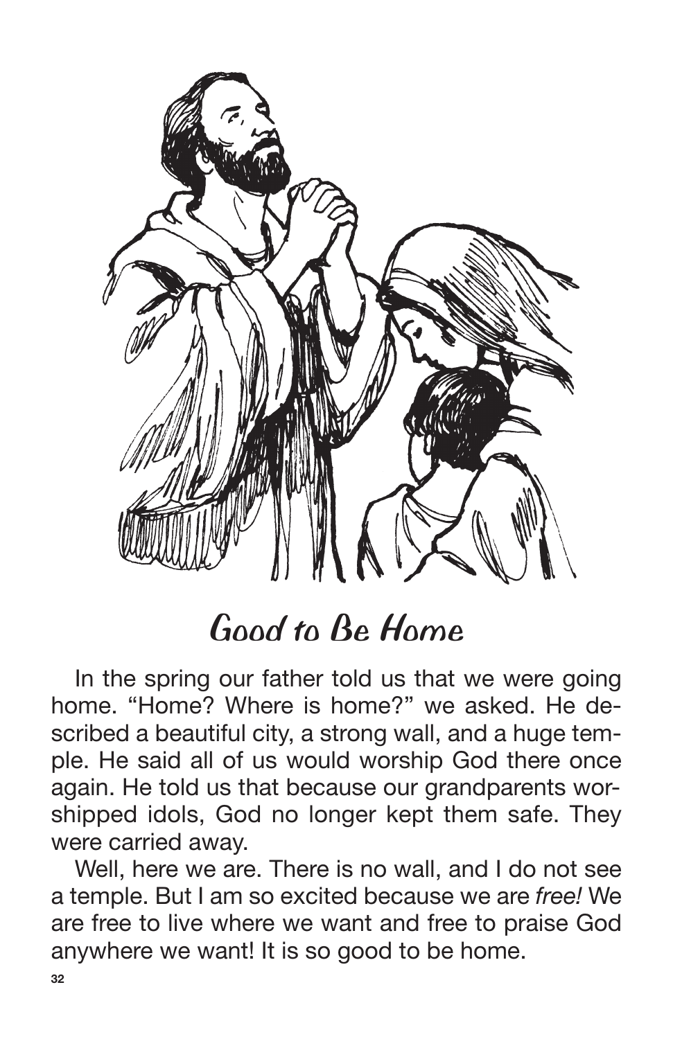# Good to Be Home

In the spring our father told us that we were going home. "Home? Where is home?" we asked. He described a beautiful city, a strong wall, and a huge temple. He said all of us would worship God there once again. He told us that because our grandparents worshipped idols, God no longer kept them safe. They were carried away.

Well, here we are. There is no wall, and I do not see a temple. But I am so excited because we are *free!* We are free to live where we want and free to praise God anywhere we want! It is so good to be home.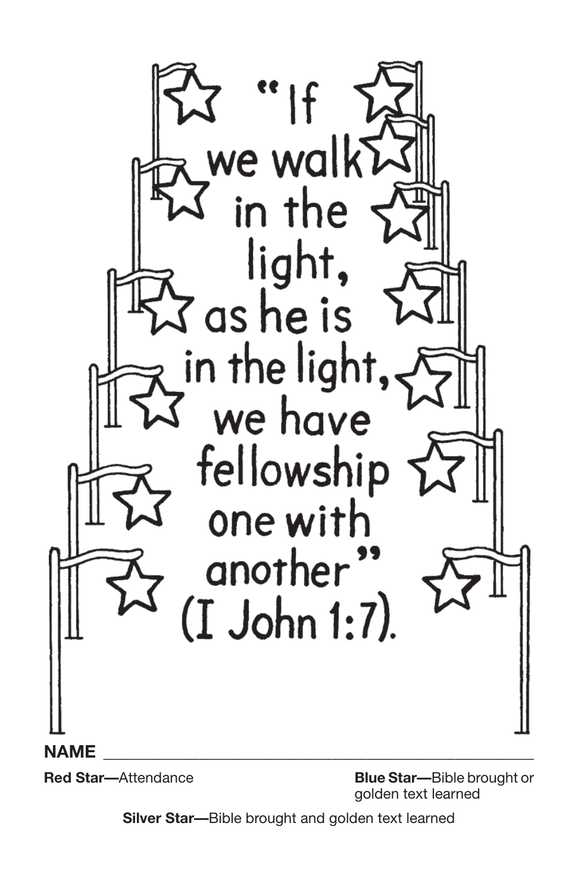"If we walk in the light, as he is in the light, we have fellowship one with another" (I John 1:7).

**NAME** ______________________________________________

**Red Star—**Attendance

**Blue Star—**Bible brought or golden text learned

**Silver Star—**Bible brought and golden text learned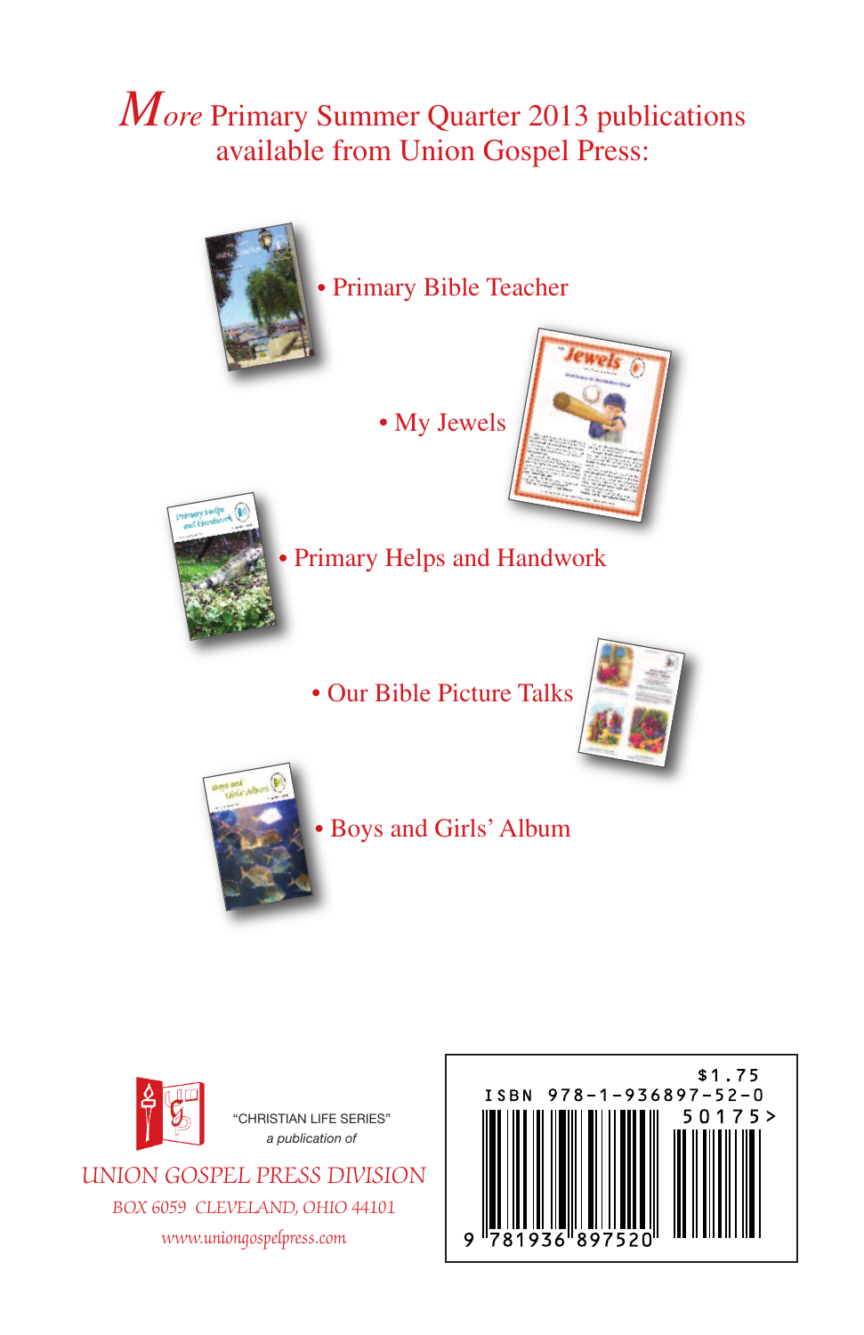# *More* Primary Summer Quarter 2013 publications available from Union Gospel Press:

- Primary Bible Teacher
- My Jewels
- Primary Helps and Handwork
- Our Bible Picture Talks
- Boys and Girls' Album

"CHRISTIAN LIFE SERIES"
*a publication of*

*UNION GOSPEL PRESS DIVISION*
*BOX 6059 CLEVELAND, OHIO 44101*
*www.uniongospelpress.com*

$1.75
ISBN 978-1-936897-52-0
50175>
9 781936 897520